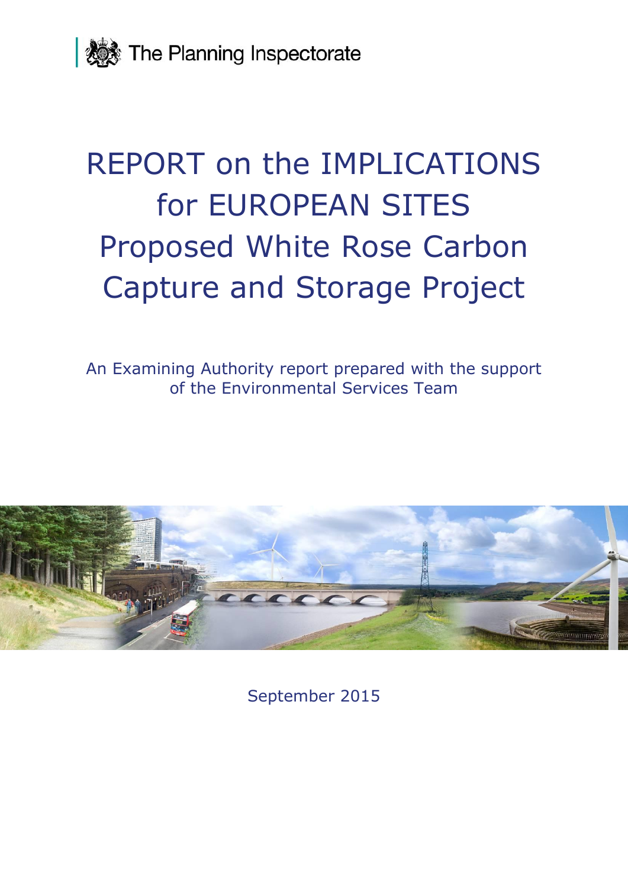The Planning Inspectorate

# REPORT on the IMPLICATIONS for EUROPEAN SITES Proposed White Rose Carbon Capture and Storage Project

An Examining Authority report prepared with the support of the Environmental Services Team

September 2015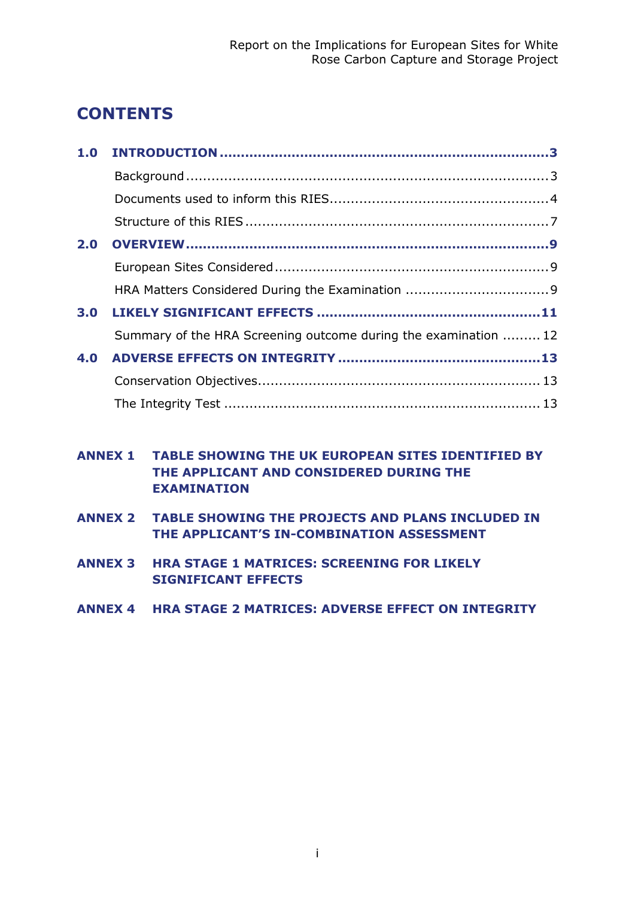# CONTENTS

| | | |
|---|---|---|
| **1.0** | **INTRODUCTION** | **3** |
| | Background | 3 |
| | Documents used to inform this RIES | 4 |
| | Structure of this RIES | 7 |
| **2.0** | **OVERVIEW** | **9** |
| | European Sites Considered | 9 |
| | HRA Matters Considered During the Examination | 9 |
| **3.0** | **LIKELY SIGNIFICANT EFFECTS** | **11** |
| | Summary of the HRA Screening outcome during the examination | 12 |
| **4.0** | **ADVERSE EFFECTS ON INTEGRITY** | **13** |
| | Conservation Objectives | 13 |
| | The Integrity Test | 13 |

**ANNEX 1 TABLE SHOWING THE UK EUROPEAN SITES IDENTIFIED BY THE APPLICANT AND CONSIDERED DURING THE EXAMINATION**

**ANNEX 2 TABLE SHOWING THE PROJECTS AND PLANS INCLUDED IN THE APPLICANT'S IN-COMBINATION ASSESSMENT**

**ANNEX 3 HRA STAGE 1 MATRICES: SCREENING FOR LIKELY SIGNIFICANT EFFECTS**

**ANNEX 4 HRA STAGE 2 MATRICES: ADVERSE EFFECT ON INTEGRITY**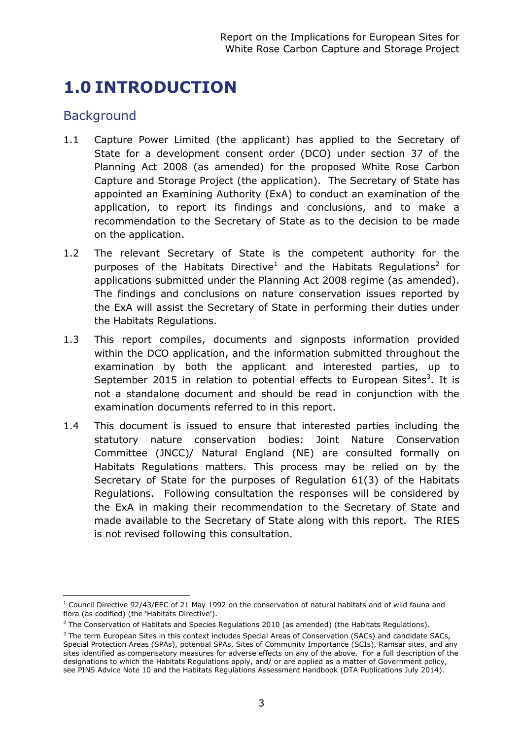# 1.0 INTRODUCTION

## Background

1.1 Capture Power Limited (the applicant) has applied to the Secretary of State for a development consent order (DCO) under section 37 of the Planning Act 2008 (as amended) for the proposed White Rose Carbon Capture and Storage Project (the application). The Secretary of State has appointed an Examining Authority (ExA) to conduct an examination of the application, to report its findings and conclusions, and to make a recommendation to the Secretary of State as to the decision to be made on the application.

1.2 The relevant Secretary of State is the competent authority for the purposes of the Habitats Directive[1] and the Habitats Regulations[2] for applications submitted under the Planning Act 2008 regime (as amended). The findings and conclusions on nature conservation issues reported by the ExA will assist the Secretary of State in performing their duties under the Habitats Regulations.

1.3 This report compiles, documents and signposts information provided within the DCO application, and the information submitted throughout the examination by both the applicant and interested parties, up to September 2015 in relation to potential effects to European Sites[3]. It is not a standalone document and should be read in conjunction with the examination documents referred to in this report.

1.4 This document is issued to ensure that interested parties including the statutory nature conservation bodies: Joint Nature Conservation Committee (JNCC)/ Natural England (NE) are consulted formally on Habitats Regulations matters. This process may be relied on by the Secretary of State for the purposes of Regulation 61(3) of the Habitats Regulations. Following consultation the responses will be considered by the ExA in making their recommendation to the Secretary of State and made available to the Secretary of State along with this report. The RIES is not revised following this consultation.

---

[1] Council Directive 92/43/EEC of 21 May 1992 on the conservation of natural habitats and of wild fauna and flora (as codified) (the 'Habitats Directive').

[2] The Conservation of Habitats and Species Regulations 2010 (as amended) (the Habitats Regulations).

[3] The term European Sites in this context includes Special Areas of Conservation (SACs) and candidate SACs, Special Protection Areas (SPAs), potential SPAs, Sites of Community Importance (SCIs), Ramsar sites, and any sites identified as compensatory measures for adverse effects on any of the above. For a full description of the designations to which the Habitats Regulations apply, and/ or are applied as a matter of Government policy, see PINS Advice Note 10 and the Habitats Regulations Assessment Handbook (DTA Publications July 2014).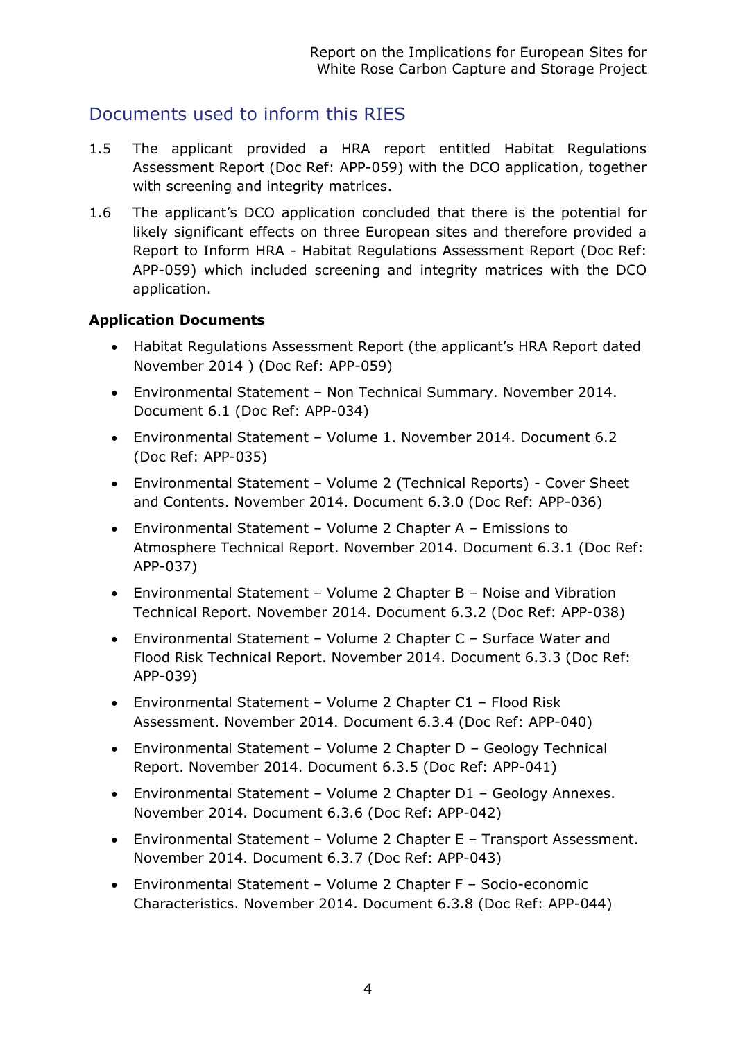## Documents used to inform this RIES

1.5 The applicant provided a HRA report entitled Habitat Regulations Assessment Report (Doc Ref: APP-059) with the DCO application, together with screening and integrity matrices.

1.6 The applicant's DCO application concluded that there is the potential for likely significant effects on three European sites and therefore provided a Report to Inform HRA - Habitat Regulations Assessment Report (Doc Ref: APP-059) which included screening and integrity matrices with the DCO application.

**Application Documents**

- Habitat Regulations Assessment Report (the applicant's HRA Report dated November 2014 ) (Doc Ref: APP-059)
- Environmental Statement – Non Technical Summary. November 2014. Document 6.1 (Doc Ref: APP-034)
- Environmental Statement – Volume 1. November 2014. Document 6.2 (Doc Ref: APP-035)
- Environmental Statement – Volume 2 (Technical Reports) - Cover Sheet and Contents. November 2014. Document 6.3.0 (Doc Ref: APP-036)
- Environmental Statement – Volume 2 Chapter A – Emissions to Atmosphere Technical Report. November 2014. Document 6.3.1 (Doc Ref: APP-037)
- Environmental Statement – Volume 2 Chapter B – Noise and Vibration Technical Report. November 2014. Document 6.3.2 (Doc Ref: APP-038)
- Environmental Statement – Volume 2 Chapter C – Surface Water and Flood Risk Technical Report. November 2014. Document 6.3.3 (Doc Ref: APP-039)
- Environmental Statement – Volume 2 Chapter C1 – Flood Risk Assessment. November 2014. Document 6.3.4 (Doc Ref: APP-040)
- Environmental Statement – Volume 2 Chapter D – Geology Technical Report. November 2014. Document 6.3.5 (Doc Ref: APP-041)
- Environmental Statement – Volume 2 Chapter D1 – Geology Annexes. November 2014. Document 6.3.6 (Doc Ref: APP-042)
- Environmental Statement – Volume 2 Chapter E – Transport Assessment. November 2014. Document 6.3.7 (Doc Ref: APP-043)
- Environmental Statement – Volume 2 Chapter F – Socio-economic Characteristics. November 2014. Document 6.3.8 (Doc Ref: APP-044)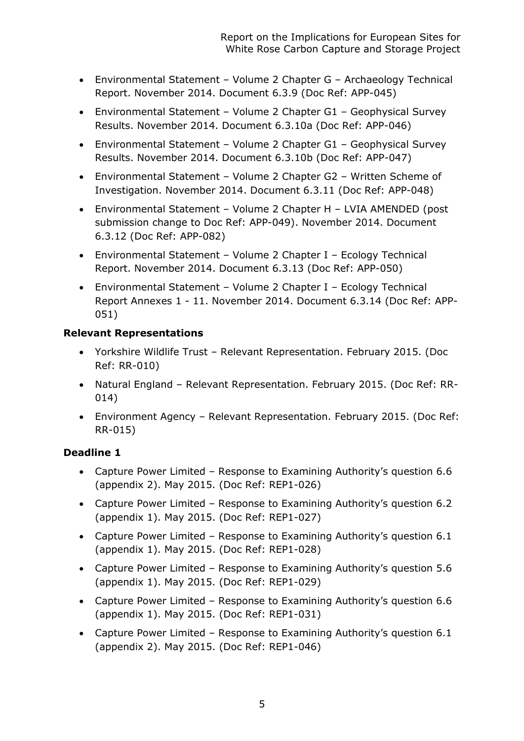- Environmental Statement – Volume 2 Chapter G – Archaeology Technical Report. November 2014. Document 6.3.9 (Doc Ref: APP-045)
- Environmental Statement – Volume 2 Chapter G1 – Geophysical Survey Results. November 2014. Document 6.3.10a (Doc Ref: APP-046)
- Environmental Statement – Volume 2 Chapter G1 – Geophysical Survey Results. November 2014. Document 6.3.10b (Doc Ref: APP-047)
- Environmental Statement – Volume 2 Chapter G2 – Written Scheme of Investigation. November 2014. Document 6.3.11 (Doc Ref: APP-048)
- Environmental Statement – Volume 2 Chapter H – LVIA AMENDED (post submission change to Doc Ref: APP-049). November 2014. Document 6.3.12 (Doc Ref: APP-082)
- Environmental Statement – Volume 2 Chapter I – Ecology Technical Report. November 2014. Document 6.3.13 (Doc Ref: APP-050)
- Environmental Statement – Volume 2 Chapter I – Ecology Technical Report Annexes 1 - 11. November 2014. Document 6.3.14 (Doc Ref: APP-051)

**Relevant Representations**

- Yorkshire Wildlife Trust – Relevant Representation. February 2015. (Doc Ref: RR-010)
- Natural England – Relevant Representation. February 2015. (Doc Ref: RR-014)
- Environment Agency – Relevant Representation. February 2015. (Doc Ref: RR-015)

**Deadline 1**

- Capture Power Limited – Response to Examining Authority's question 6.6 (appendix 2). May 2015. (Doc Ref: REP1-026)
- Capture Power Limited – Response to Examining Authority's question 6.2 (appendix 1). May 2015. (Doc Ref: REP1-027)
- Capture Power Limited – Response to Examining Authority's question 6.1 (appendix 1). May 2015. (Doc Ref: REP1-028)
- Capture Power Limited – Response to Examining Authority's question 5.6 (appendix 1). May 2015. (Doc Ref: REP1-029)
- Capture Power Limited – Response to Examining Authority's question 6.6 (appendix 1). May 2015. (Doc Ref: REP1-031)
- Capture Power Limited – Response to Examining Authority's question 6.1 (appendix 2). May 2015. (Doc Ref: REP1-046)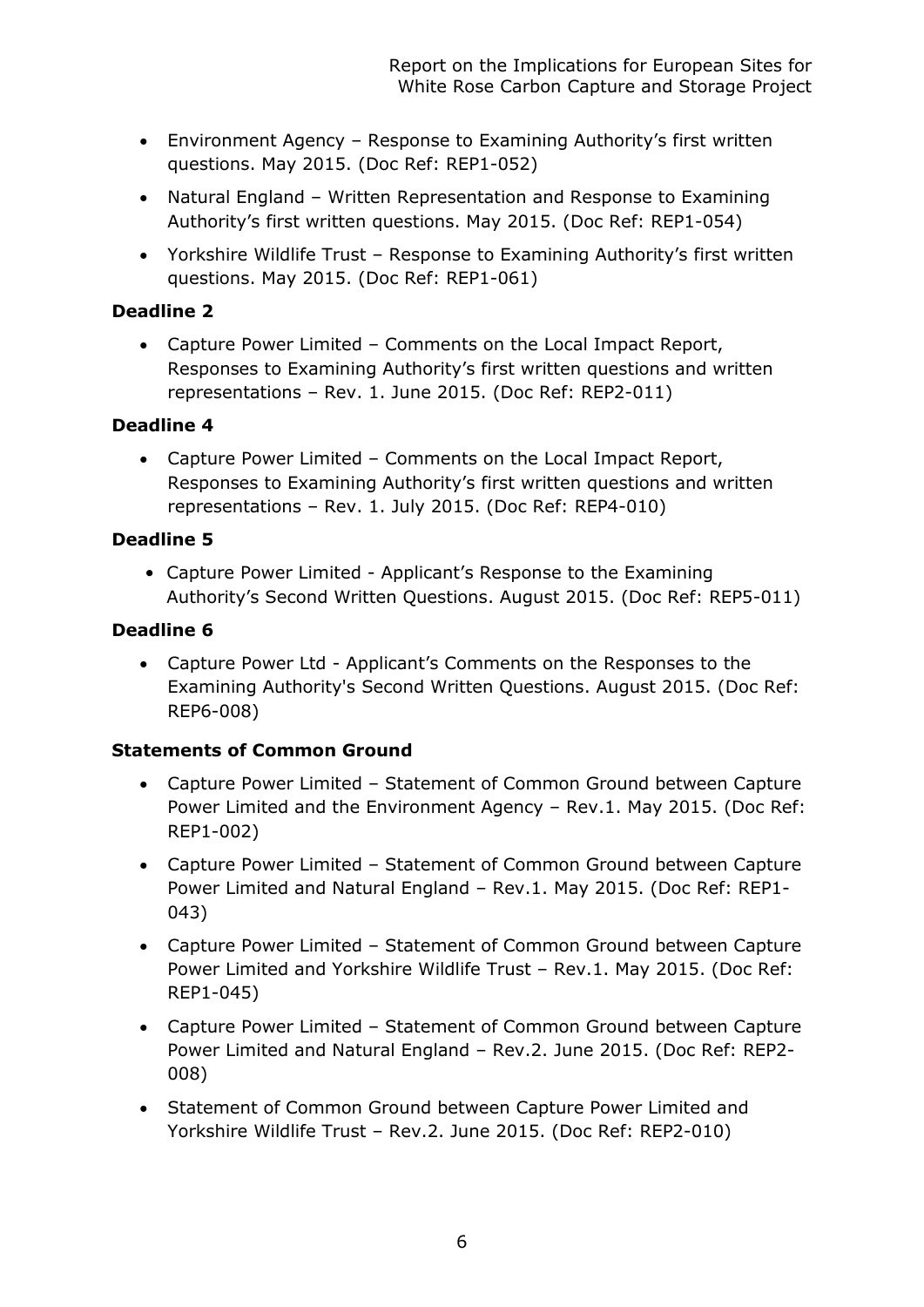- Environment Agency – Response to Examining Authority's first written questions. May 2015. (Doc Ref: REP1-052)
- Natural England – Written Representation and Response to Examining Authority's first written questions. May 2015. (Doc Ref: REP1-054)
- Yorkshire Wildlife Trust – Response to Examining Authority's first written questions. May 2015. (Doc Ref: REP1-061)

**Deadline 2**

- Capture Power Limited – Comments on the Local Impact Report, Responses to Examining Authority's first written questions and written representations – Rev. 1. June 2015. (Doc Ref: REP2-011)

**Deadline 4**

- Capture Power Limited – Comments on the Local Impact Report, Responses to Examining Authority's first written questions and written representations – Rev. 1. July 2015. (Doc Ref: REP4-010)

**Deadline 5**

- Capture Power Limited - Applicant's Response to the Examining Authority's Second Written Questions. August 2015. (Doc Ref: REP5-011)

**Deadline 6**

- Capture Power Ltd - Applicant's Comments on the Responses to the Examining Authority's Second Written Questions. August 2015. (Doc Ref: REP6-008)

**Statements of Common Ground**

- Capture Power Limited – Statement of Common Ground between Capture Power Limited and the Environment Agency – Rev.1. May 2015. (Doc Ref: REP1-002)
- Capture Power Limited – Statement of Common Ground between Capture Power Limited and Natural England – Rev.1. May 2015. (Doc Ref: REP1-043)
- Capture Power Limited – Statement of Common Ground between Capture Power Limited and Yorkshire Wildlife Trust – Rev.1. May 2015. (Doc Ref: REP1-045)
- Capture Power Limited – Statement of Common Ground between Capture Power Limited and Natural England – Rev.2. June 2015. (Doc Ref: REP2-008)
- Statement of Common Ground between Capture Power Limited and Yorkshire Wildlife Trust – Rev.2. June 2015. (Doc Ref: REP2-010)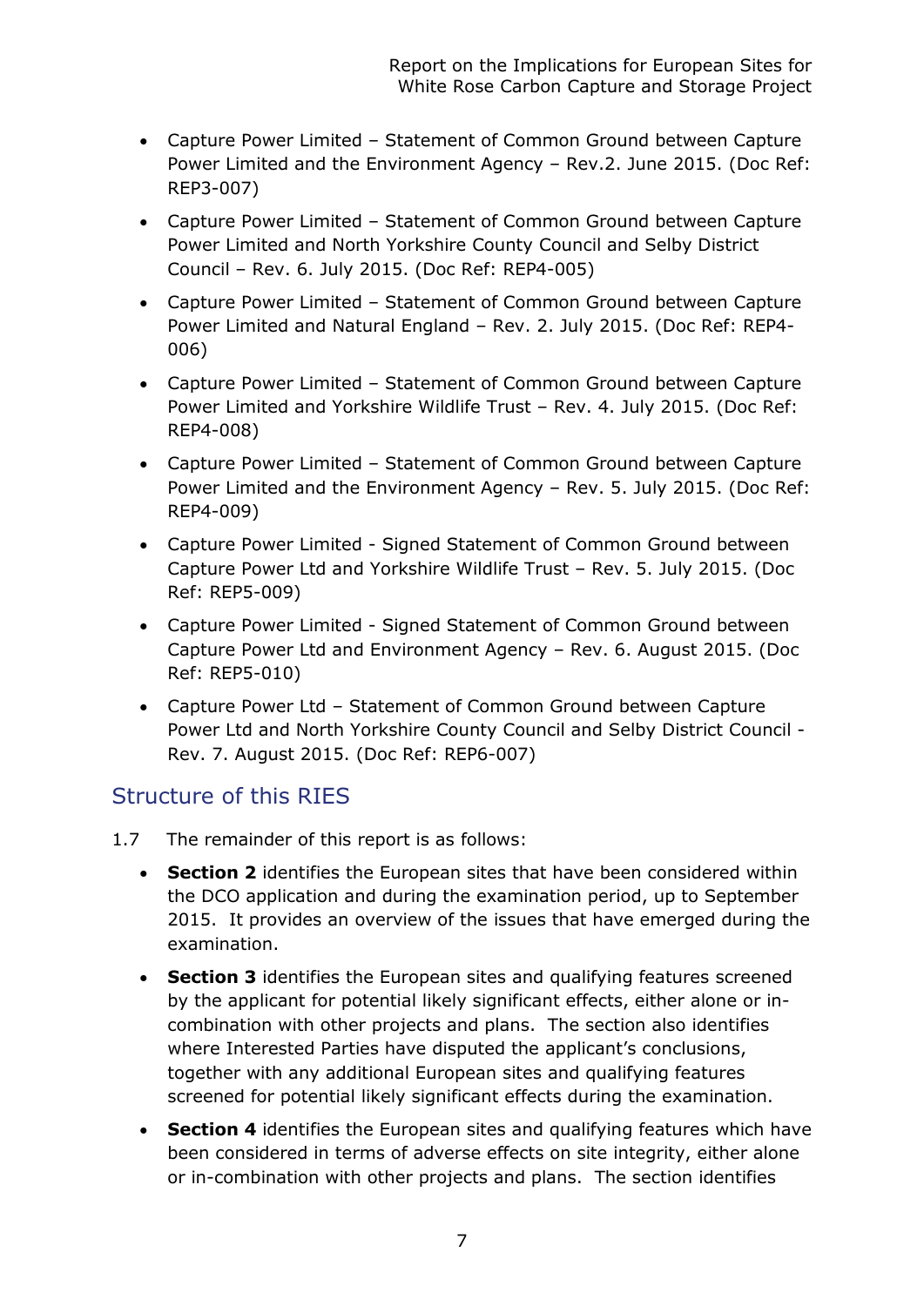- Capture Power Limited – Statement of Common Ground between Capture Power Limited and the Environment Agency – Rev.2. June 2015. (Doc Ref: REP3-007)
- Capture Power Limited – Statement of Common Ground between Capture Power Limited and North Yorkshire County Council and Selby District Council – Rev. 6. July 2015. (Doc Ref: REP4-005)
- Capture Power Limited – Statement of Common Ground between Capture Power Limited and Natural England – Rev. 2. July 2015. (Doc Ref: REP4-006)
- Capture Power Limited – Statement of Common Ground between Capture Power Limited and Yorkshire Wildlife Trust – Rev. 4. July 2015. (Doc Ref: REP4-008)
- Capture Power Limited – Statement of Common Ground between Capture Power Limited and the Environment Agency – Rev. 5. July 2015. (Doc Ref: REP4-009)
- Capture Power Limited - Signed Statement of Common Ground between Capture Power Ltd and Yorkshire Wildlife Trust – Rev. 5. July 2015. (Doc Ref: REP5-009)
- Capture Power Limited - Signed Statement of Common Ground between Capture Power Ltd and Environment Agency – Rev. 6. August 2015. (Doc Ref: REP5-010)
- Capture Power Ltd – Statement of Common Ground between Capture Power Ltd and North Yorkshire County Council and Selby District Council - Rev. 7. August 2015. (Doc Ref: REP6-007)

## Structure of this RIES

1.7 The remainder of this report is as follows:

- **Section 2** identifies the European sites that have been considered within the DCO application and during the examination period, up to September 2015. It provides an overview of the issues that have emerged during the examination.
- **Section 3** identifies the European sites and qualifying features screened by the applicant for potential likely significant effects, either alone or in-combination with other projects and plans. The section also identifies where Interested Parties have disputed the applicant's conclusions, together with any additional European sites and qualifying features screened for potential likely significant effects during the examination.
- **Section 4** identifies the European sites and qualifying features which have been considered in terms of adverse effects on site integrity, either alone or in-combination with other projects and plans. The section identifies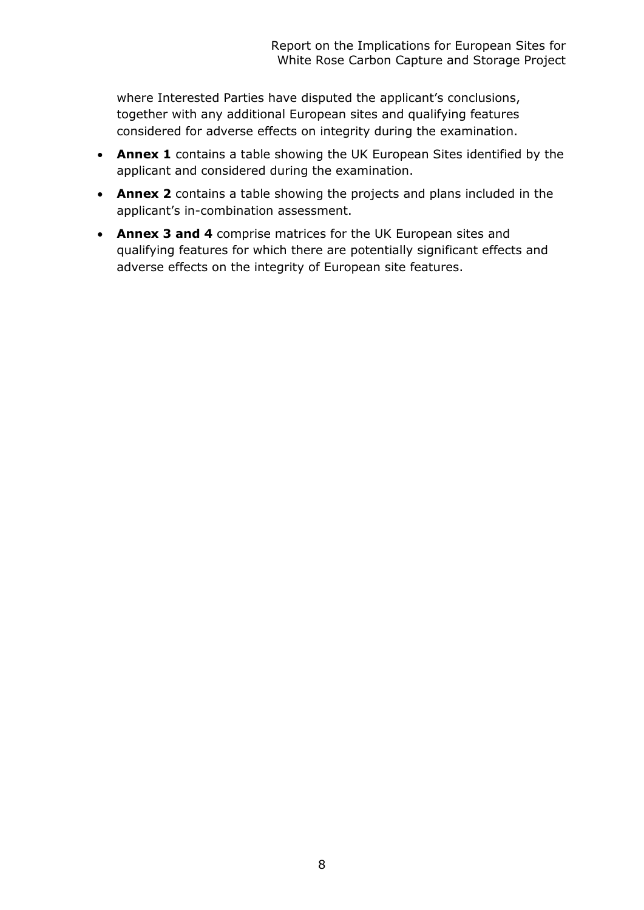where Interested Parties have disputed the applicant's conclusions, together with any additional European sites and qualifying features considered for adverse effects on integrity during the examination.

- **Annex 1** contains a table showing the UK European Sites identified by the applicant and considered during the examination.
- **Annex 2** contains a table showing the projects and plans included in the applicant's in-combination assessment.
- **Annex 3 and 4** comprise matrices for the UK European sites and qualifying features for which there are potentially significant effects and adverse effects on the integrity of European site features.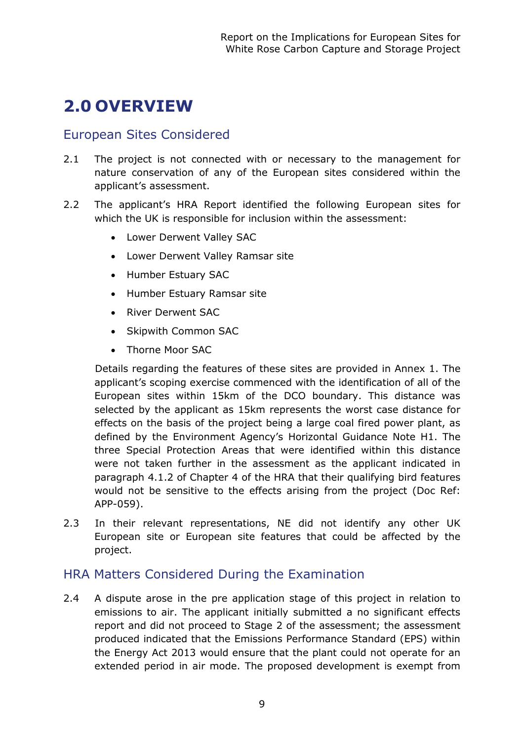# 2.0 OVERVIEW

## European Sites Considered

2.1 The project is not connected with or necessary to the management for nature conservation of any of the European sites considered within the applicant's assessment.

2.2 The applicant's HRA Report identified the following European sites for which the UK is responsible for inclusion within the assessment:

- Lower Derwent Valley SAC
- Lower Derwent Valley Ramsar site
- Humber Estuary SAC
- Humber Estuary Ramsar site
- River Derwent SAC
- Skipwith Common SAC
- Thorne Moor SAC

Details regarding the features of these sites are provided in Annex 1. The applicant's scoping exercise commenced with the identification of all of the European sites within 15km of the DCO boundary. This distance was selected by the applicant as 15km represents the worst case distance for effects on the basis of the project being a large coal fired power plant, as defined by the Environment Agency's Horizontal Guidance Note H1. The three Special Protection Areas that were identified within this distance were not taken further in the assessment as the applicant indicated in paragraph 4.1.2 of Chapter 4 of the HRA that their qualifying bird features would not be sensitive to the effects arising from the project (Doc Ref: APP-059).

2.3 In their relevant representations, NE did not identify any other UK European site or European site features that could be affected by the project.

## HRA Matters Considered During the Examination

2.4 A dispute arose in the pre application stage of this project in relation to emissions to air. The applicant initially submitted a no significant effects report and did not proceed to Stage 2 of the assessment; the assessment produced indicated that the Emissions Performance Standard (EPS) within the Energy Act 2013 would ensure that the plant could not operate for an extended period in air mode. The proposed development is exempt from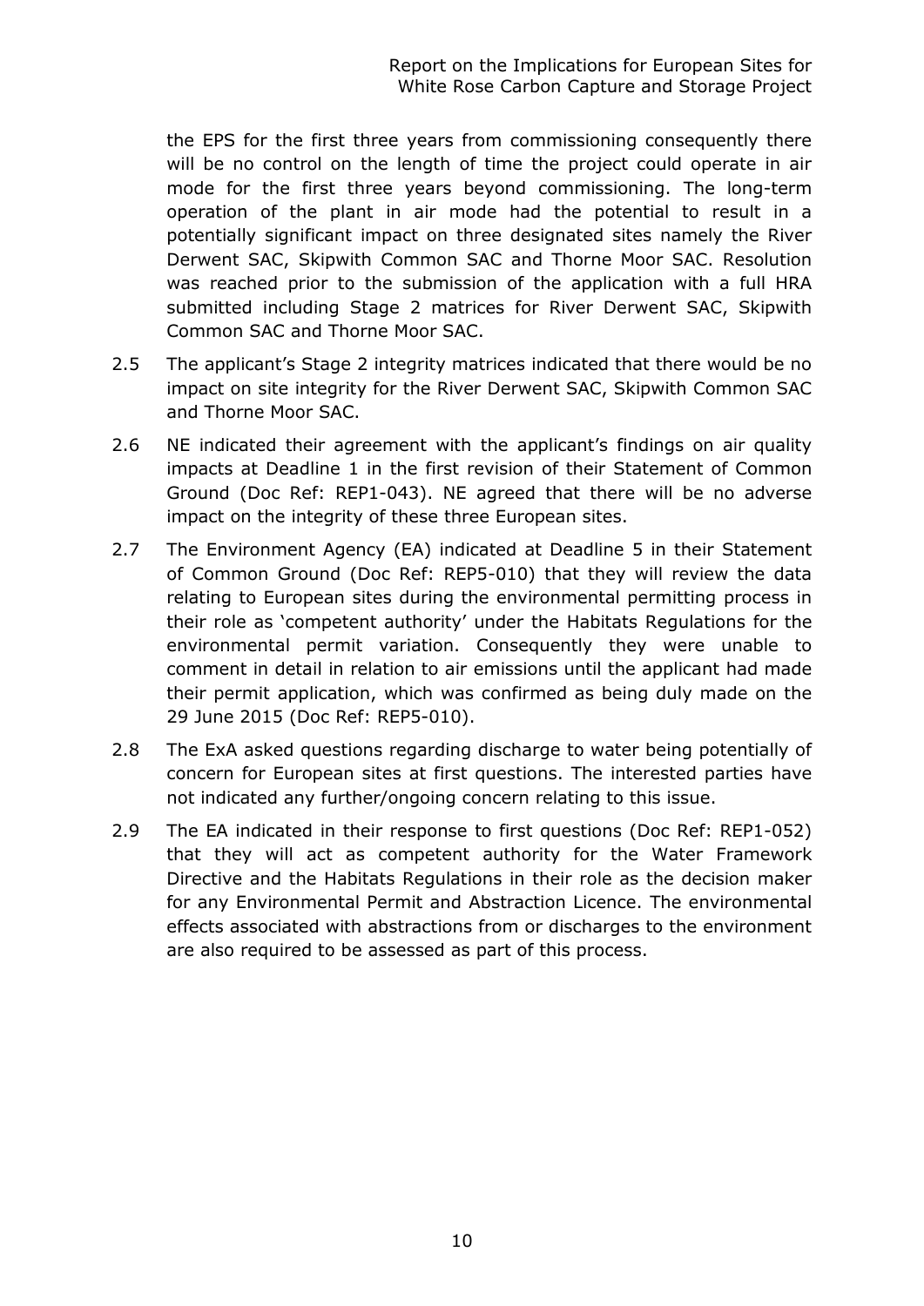the EPS for the first three years from commissioning consequently there will be no control on the length of time the project could operate in air mode for the first three years beyond commissioning. The long-term operation of the plant in air mode had the potential to result in a potentially significant impact on three designated sites namely the River Derwent SAC, Skipwith Common SAC and Thorne Moor SAC. Resolution was reached prior to the submission of the application with a full HRA submitted including Stage 2 matrices for River Derwent SAC, Skipwith Common SAC and Thorne Moor SAC.

2.5 The applicant's Stage 2 integrity matrices indicated that there would be no impact on site integrity for the River Derwent SAC, Skipwith Common SAC and Thorne Moor SAC.

2.6 NE indicated their agreement with the applicant's findings on air quality impacts at Deadline 1 in the first revision of their Statement of Common Ground (Doc Ref: REP1-043). NE agreed that there will be no adverse impact on the integrity of these three European sites.

2.7 The Environment Agency (EA) indicated at Deadline 5 in their Statement of Common Ground (Doc Ref: REP5-010) that they will review the data relating to European sites during the environmental permitting process in their role as 'competent authority' under the Habitats Regulations for the environmental permit variation. Consequently they were unable to comment in detail in relation to air emissions until the applicant had made their permit application, which was confirmed as being duly made on the 29 June 2015 (Doc Ref: REP5-010).

2.8 The ExA asked questions regarding discharge to water being potentially of concern for European sites at first questions. The interested parties have not indicated any further/ongoing concern relating to this issue.

2.9 The EA indicated in their response to first questions (Doc Ref: REP1-052) that they will act as competent authority for the Water Framework Directive and the Habitats Regulations in their role as the decision maker for any Environmental Permit and Abstraction Licence. The environmental effects associated with abstractions from or discharges to the environment are also required to be assessed as part of this process.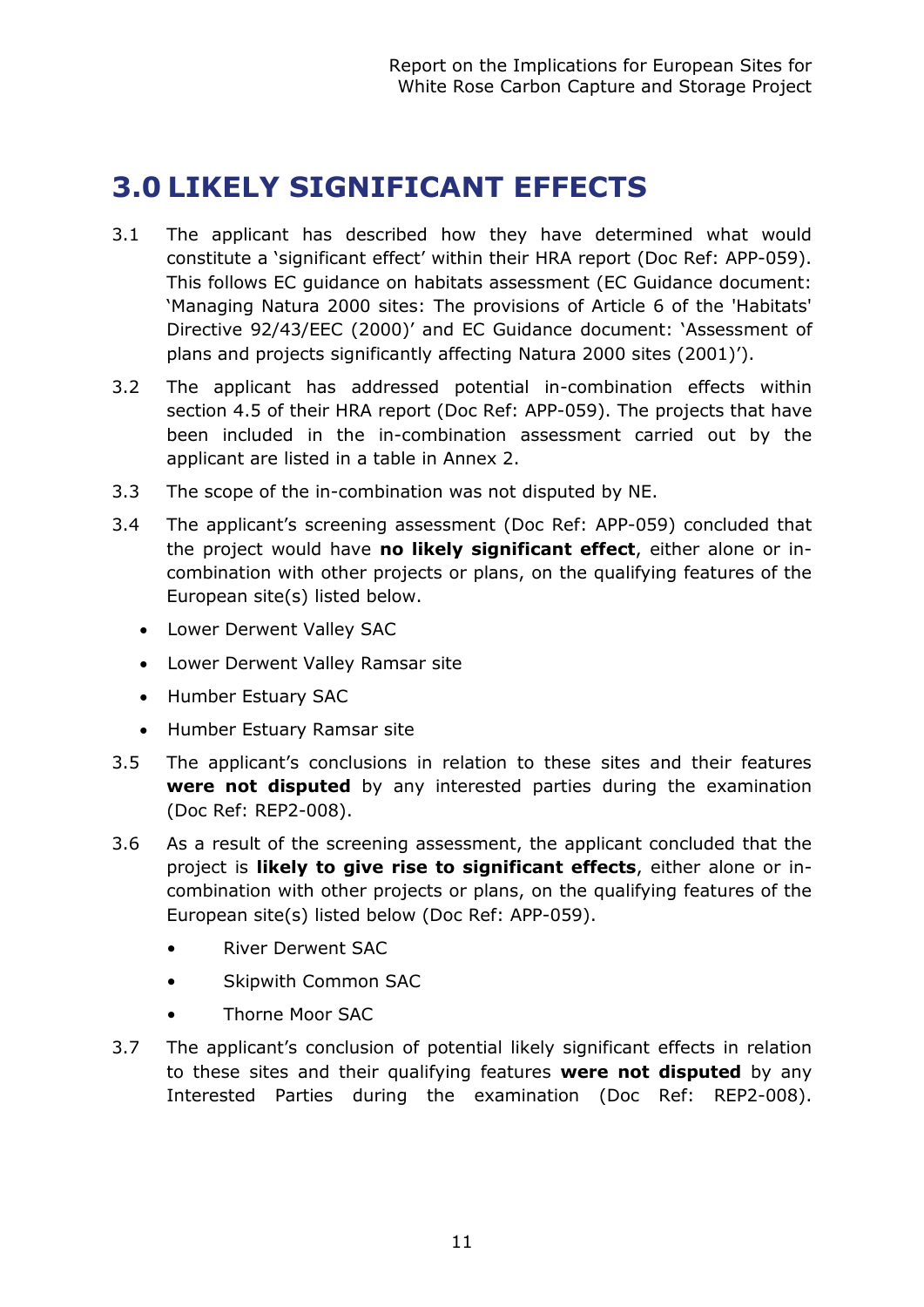# 3.0 LIKELY SIGNIFICANT EFFECTS

3.1 The applicant has described how they have determined what would constitute a 'significant effect' within their HRA report (Doc Ref: APP-059). This follows EC guidance on habitats assessment (EC Guidance document: 'Managing Natura 2000 sites: The provisions of Article 6 of the 'Habitats' Directive 92/43/EEC (2000)' and EC Guidance document: 'Assessment of plans and projects significantly affecting Natura 2000 sites (2001)').

3.2 The applicant has addressed potential in-combination effects within section 4.5 of their HRA report (Doc Ref: APP-059). The projects that have been included in the in-combination assessment carried out by the applicant are listed in a table in Annex 2.

3.3 The scope of the in-combination was not disputed by NE.

3.4 The applicant's screening assessment (Doc Ref: APP-059) concluded that the project would have **no likely significant effect**, either alone or in-combination with other projects or plans, on the qualifying features of the European site(s) listed below.

- Lower Derwent Valley SAC
- Lower Derwent Valley Ramsar site
- Humber Estuary SAC
- Humber Estuary Ramsar site

3.5 The applicant's conclusions in relation to these sites and their features **were not disputed** by any interested parties during the examination (Doc Ref: REP2-008).

3.6 As a result of the screening assessment, the applicant concluded that the project is **likely to give rise to significant effects**, either alone or in-combination with other projects or plans, on the qualifying features of the European site(s) listed below (Doc Ref: APP-059).

- River Derwent SAC
- Skipwith Common SAC
- Thorne Moor SAC

3.7 The applicant's conclusion of potential likely significant effects in relation to these sites and their qualifying features **were not disputed** by any Interested Parties during the examination (Doc Ref: REP2-008).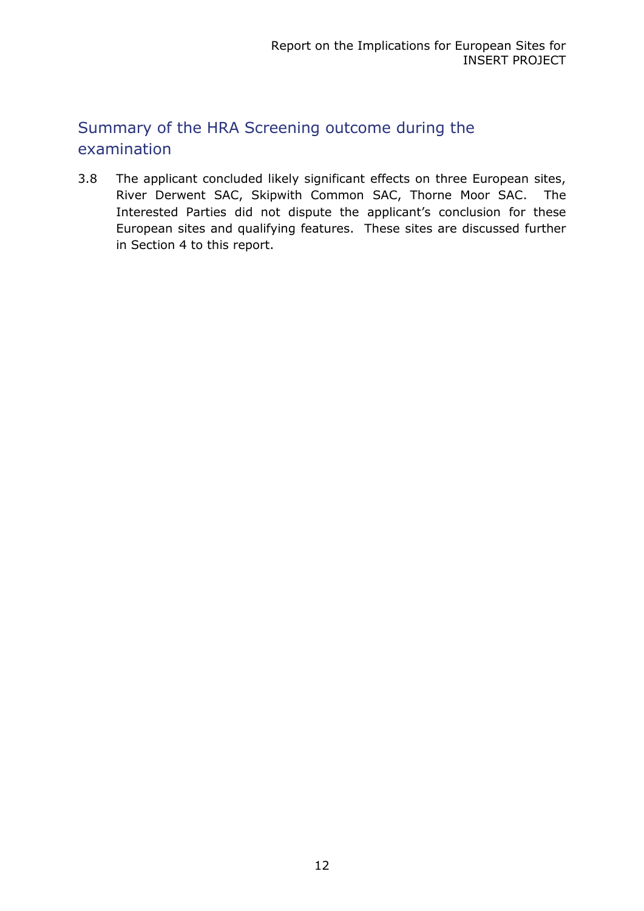## Summary of the HRA Screening outcome during the examination

3.8 The applicant concluded likely significant effects on three European sites, River Derwent SAC, Skipwith Common SAC, Thorne Moor SAC. The Interested Parties did not dispute the applicant's conclusion for these European sites and qualifying features. These sites are discussed further in Section 4 to this report.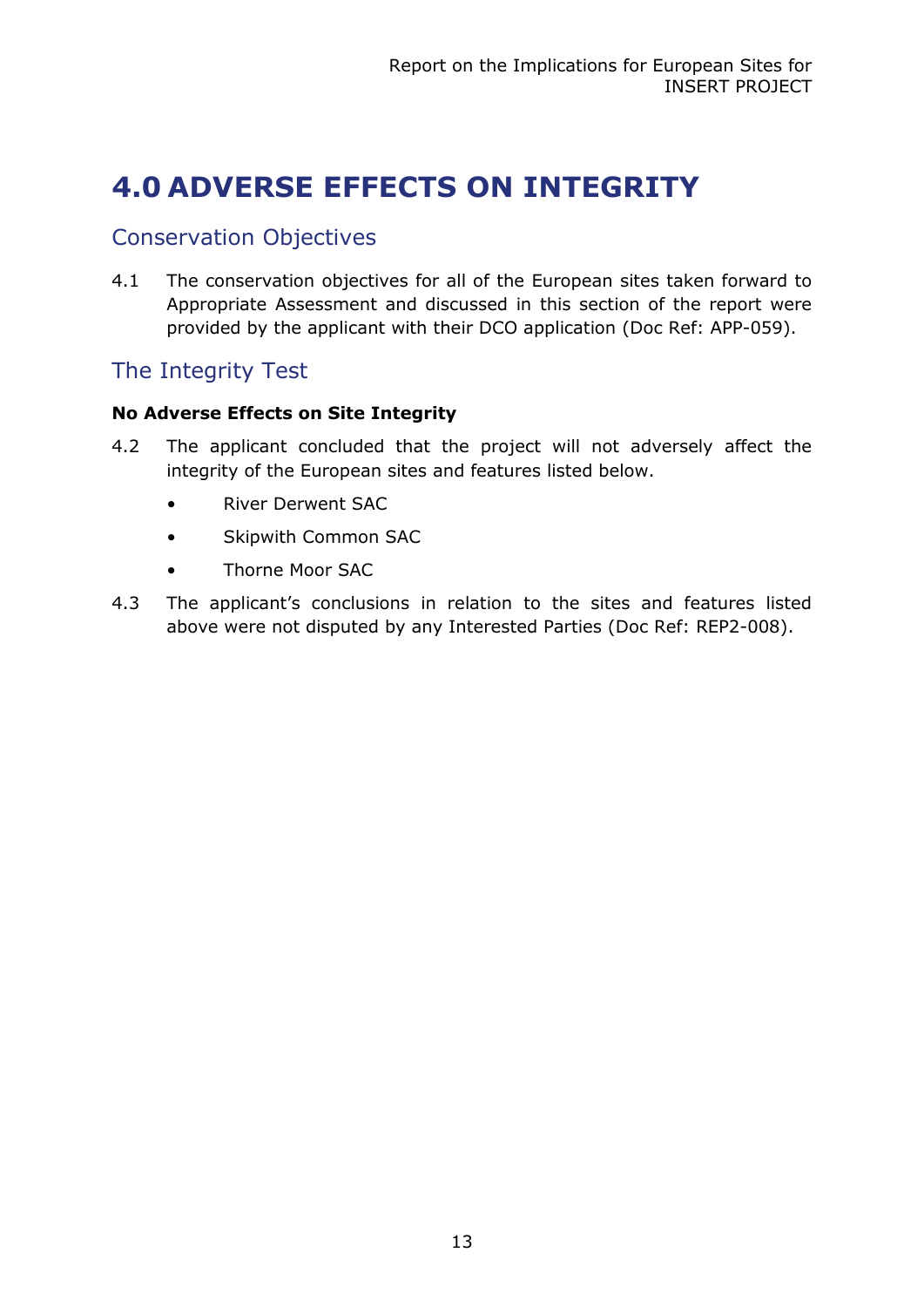# 4.0 ADVERSE EFFECTS ON INTEGRITY

## Conservation Objectives

4.1 The conservation objectives for all of the European sites taken forward to Appropriate Assessment and discussed in this section of the report were provided by the applicant with their DCO application (Doc Ref: APP-059).

## The Integrity Test

**No Adverse Effects on Site Integrity**

4.2 The applicant concluded that the project will not adversely affect the integrity of the European sites and features listed below.

- River Derwent SAC
- Skipwith Common SAC
- Thorne Moor SAC

4.3 The applicant's conclusions in relation to the sites and features listed above were not disputed by any Interested Parties (Doc Ref: REP2-008).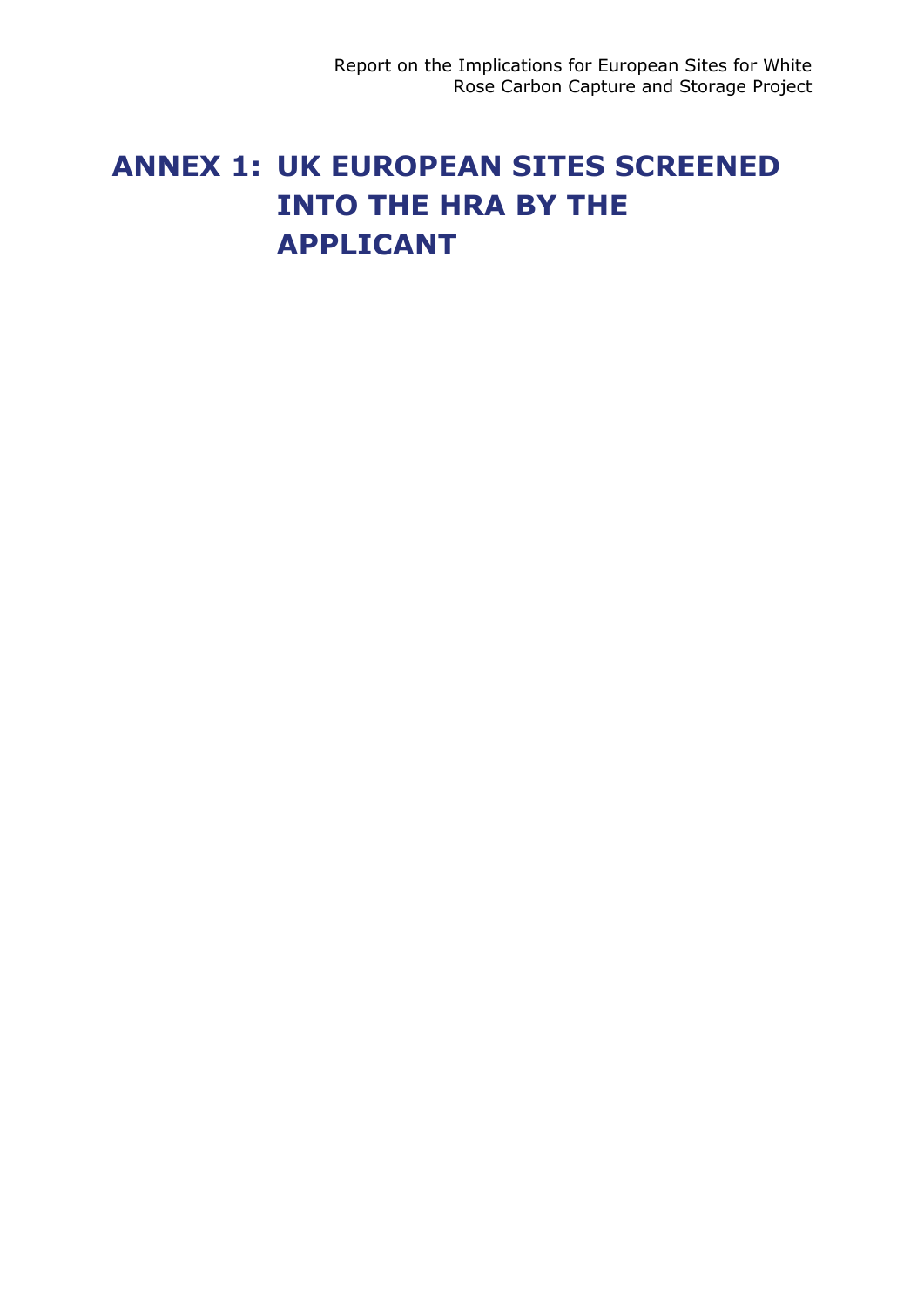# ANNEX 1: UK EUROPEAN SITES SCREENED INTO THE HRA BY THE APPLICANT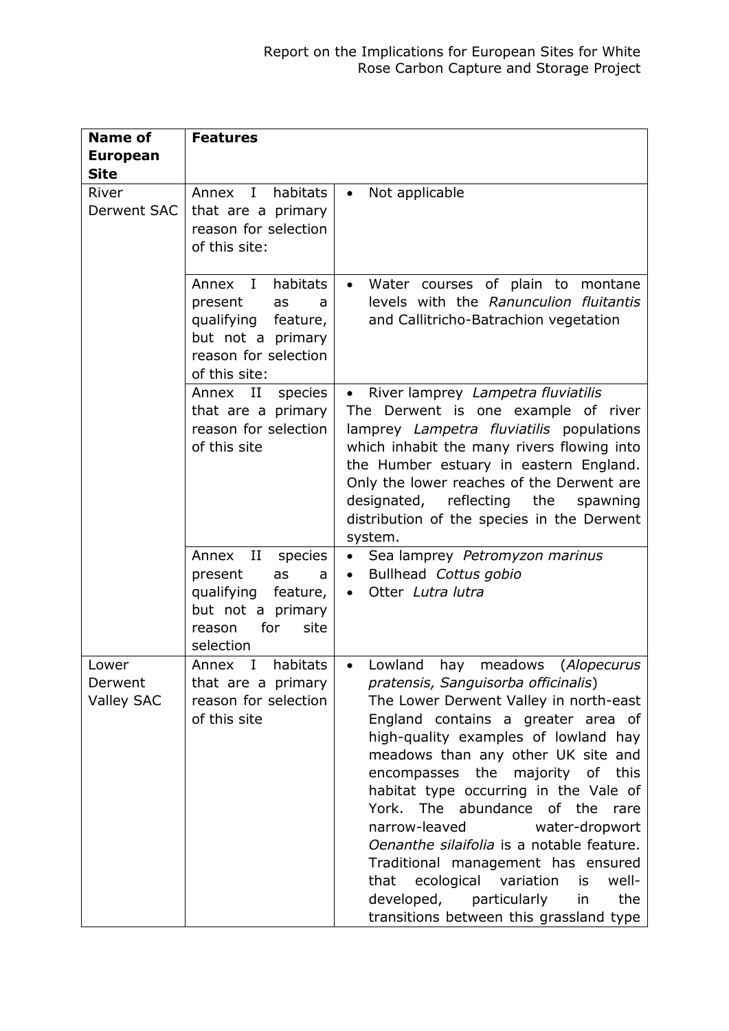| Name of European Site | Features | |
|---|---|---|
| River Derwent SAC | Annex I habitats that are a primary reason for selection of this site: | • Not applicable |
| | Annex I habitats present as a qualifying feature, but not a primary reason for selection of this site: | • Water courses of plain to montane levels with the *Ranunculion fluitantis* and Callitricho-Batrachion vegetation |
| | Annex II species that are a primary reason for selection of this site | • River lamprey *Lampetra fluviatilis*<br>The Derwent is one example of river lamprey *Lampetra fluviatilis* populations which inhabit the many rivers flowing into the Humber estuary in eastern England. Only the lower reaches of the Derwent are designated, reflecting the spawning distribution of the species in the Derwent system. |
| | Annex II species present as a qualifying feature, but not a primary reason for site selection | • Sea lamprey *Petromyzon marinus*<br>• Bullhead *Cottus gobio*<br>• Otter *Lutra lutra* |
| Lower Derwent Valley SAC | Annex I habitats that are a primary reason for selection of this site | • Lowland hay meadows (*Alopecurus pratensis, Sanguisorba officinalis*)<br>The Lower Derwent Valley in north-east England contains a greater area of high-quality examples of lowland hay meadows than any other UK site and encompasses the majority of this habitat type occurring in the Vale of York. The abundance of the rare narrow-leaved water-dropwort *Oenanthe silaifolia* is a notable feature. Traditional management has ensured that ecological variation is well-developed, particularly in the transitions between this grassland type |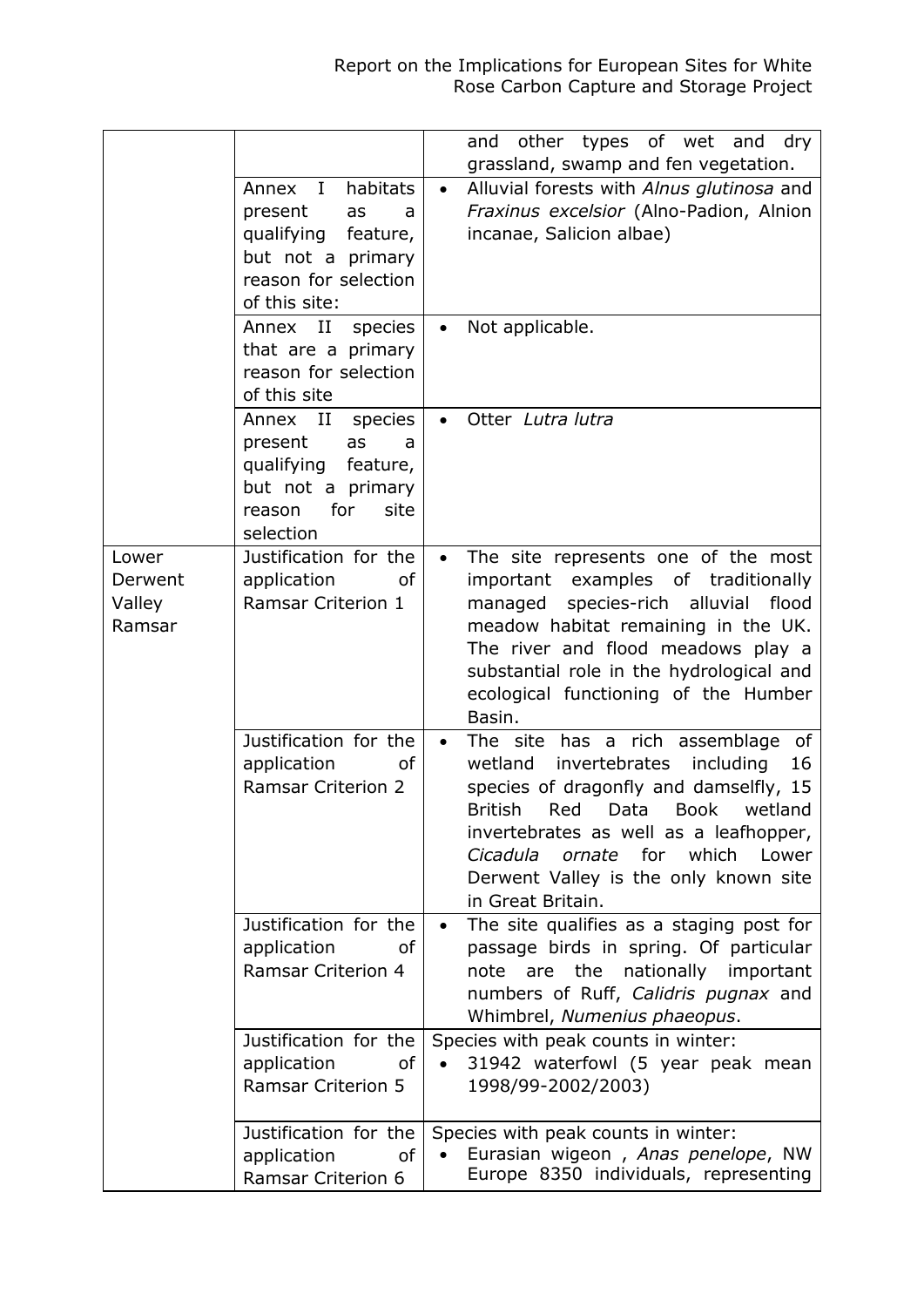| | | |
|---|---|---|
| | | and other types of wet and dry grassland, swamp and fen vegetation. |
| | Annex I habitats present as a qualifying feature, but not a primary reason for selection of this site: | • Alluvial forests with *Alnus glutinosa* and *Fraxinus excelsior* (Alno-Padion, Alnion incanae, Salicion albae) |
| | Annex II species that are a primary reason for selection of this site | • Not applicable. |
| | Annex II species present as a qualifying feature, but not a primary reason for site selection | • Otter *Lutra lutra* |
| Lower Derwent Valley Ramsar | Justification for the application of Ramsar Criterion 1 | • The site represents one of the most important examples of traditionally managed species-rich alluvial flood meadow habitat remaining in the UK. The river and flood meadows play a substantial role in the hydrological and ecological functioning of the Humber Basin. |
| | Justification for the application of Ramsar Criterion 2 | • The site has a rich assemblage of wetland invertebrates including 16 species of dragonfly and damselfly, 15 British Red Data Book wetland invertebrates as well as a leafhopper, *Cicadula ornate* for which Lower Derwent Valley is the only known site in Great Britain. |
| | Justification for the application of Ramsar Criterion 4 | • The site qualifies as a staging post for passage birds in spring. Of particular note are the nationally important numbers of Ruff, *Calidris pugnax* and Whimbrel, *Numenius phaeopus*. |
| | Justification for the application of Ramsar Criterion 5 | Species with peak counts in winter: <br>• 31942 waterfowl (5 year peak mean 1998/99-2002/2003) |
| | Justification for the application of Ramsar Criterion 6 | Species with peak counts in winter: <br>• Eurasian wigeon , *Anas penelope*, NW Europe 8350 individuals, representing |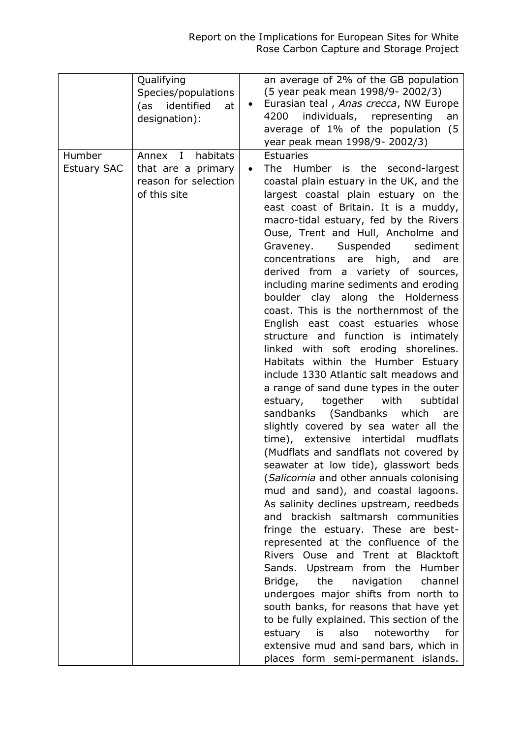| | | |
|---|---|---|
| | Qualifying Species/populations (as identified at designation): | an average of 2% of the GB population (5 year peak mean 1998/9- 2002/3)<br>• Eurasian teal , *Anas crecca*, NW Europe 4200 individuals, representing an average of 1% of the population (5 year peak mean 1998/9- 2002/3) |
| Humber Estuary SAC | Annex I habitats that are a primary reason for selection of this site | Estuaries<br>• The Humber is the second-largest coastal plain estuary in the UK, and the largest coastal plain estuary on the east coast of Britain. It is a muddy, macro-tidal estuary, fed by the Rivers Ouse, Trent and Hull, Ancholme and Graveney. Suspended sediment concentrations are high, and are derived from a variety of sources, including marine sediments and eroding boulder clay along the Holderness coast. This is the northernmost of the English east coast estuaries whose structure and function is intimately linked with soft eroding shorelines. Habitats within the Humber Estuary include 1330 Atlantic salt meadows and a range of sand dune types in the outer estuary, together with subtidal sandbanks (Sandbanks which are slightly covered by sea water all the time), extensive intertidal mudflats (Mudflats and sandflats not covered by seawater at low tide), glasswort beds (*Salicornia* and other annuals colonising mud and sand), and coastal lagoons. As salinity declines upstream, reedbeds and brackish saltmarsh communities fringe the estuary. These are best-represented at the confluence of the Rivers Ouse and Trent at Blacktoft Sands. Upstream from the Humber Bridge, the navigation channel undergoes major shifts from north to south banks, for reasons that have yet to be fully explained. This section of the estuary is also noteworthy for extensive mud and sand bars, which in places form semi-permanent islands. |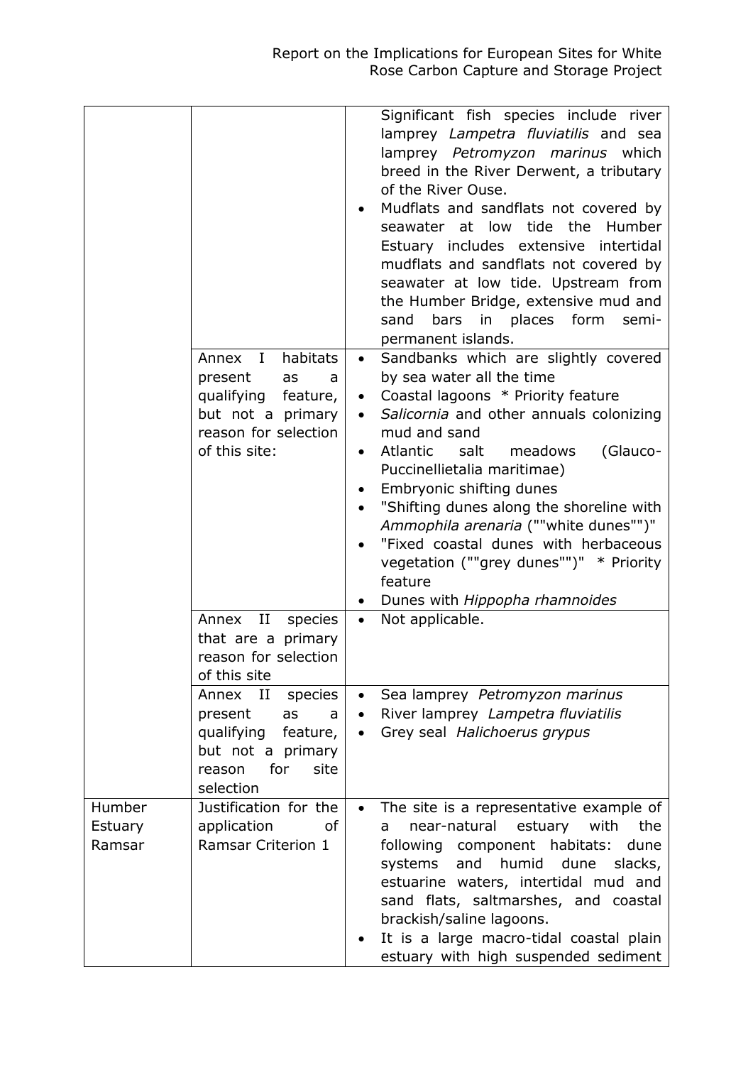| | | |
|---|---|---|
| | | Significant fish species include river lamprey *Lampetra fluviatilis* and sea lamprey *Petromyzon marinus* which breed in the River Derwent, a tributary of the River Ouse.<br>• Mudflats and sandflats not covered by seawater at low tide the Humber Estuary includes extensive intertidal mudflats and sandflats not covered by seawater at low tide. Upstream from the Humber Bridge, extensive mud and sand bars in places form semi-permanent islands. |
| | Annex I habitats present as a qualifying feature, but not a primary reason for selection of this site: | • Sandbanks which are slightly covered by sea water all the time<br>• Coastal lagoons * Priority feature<br>• *Salicornia* and other annuals colonizing mud and sand<br>• Atlantic salt meadows (Glauco-Puccinellietalia maritimae)<br>• Embryonic shifting dunes<br>• "Shifting dunes along the shoreline with *Ammophila arenaria* (""white dunes"")"<br>• "Fixed coastal dunes with herbaceous vegetation (""grey dunes"")" * Priority feature<br>• Dunes with *Hippopha rhamnoides* |
| | Annex II species that are a primary reason for selection of this site | • Not applicable. |
| | Annex II species present as a qualifying feature, but not a primary reason for site selection | • Sea lamprey *Petromyzon marinus*<br>• River lamprey *Lampetra fluviatilis*<br>• Grey seal *Halichoerus grypus* |
| Humber Estuary Ramsar | Justification for the application of Ramsar Criterion 1 | • The site is a representative example of a near-natural estuary with the following component habitats: dune systems and humid dune slacks, estuarine waters, intertidal mud and sand flats, saltmarshes, and coastal brackish/saline lagoons.<br>• It is a large macro-tidal coastal plain estuary with high suspended sediment |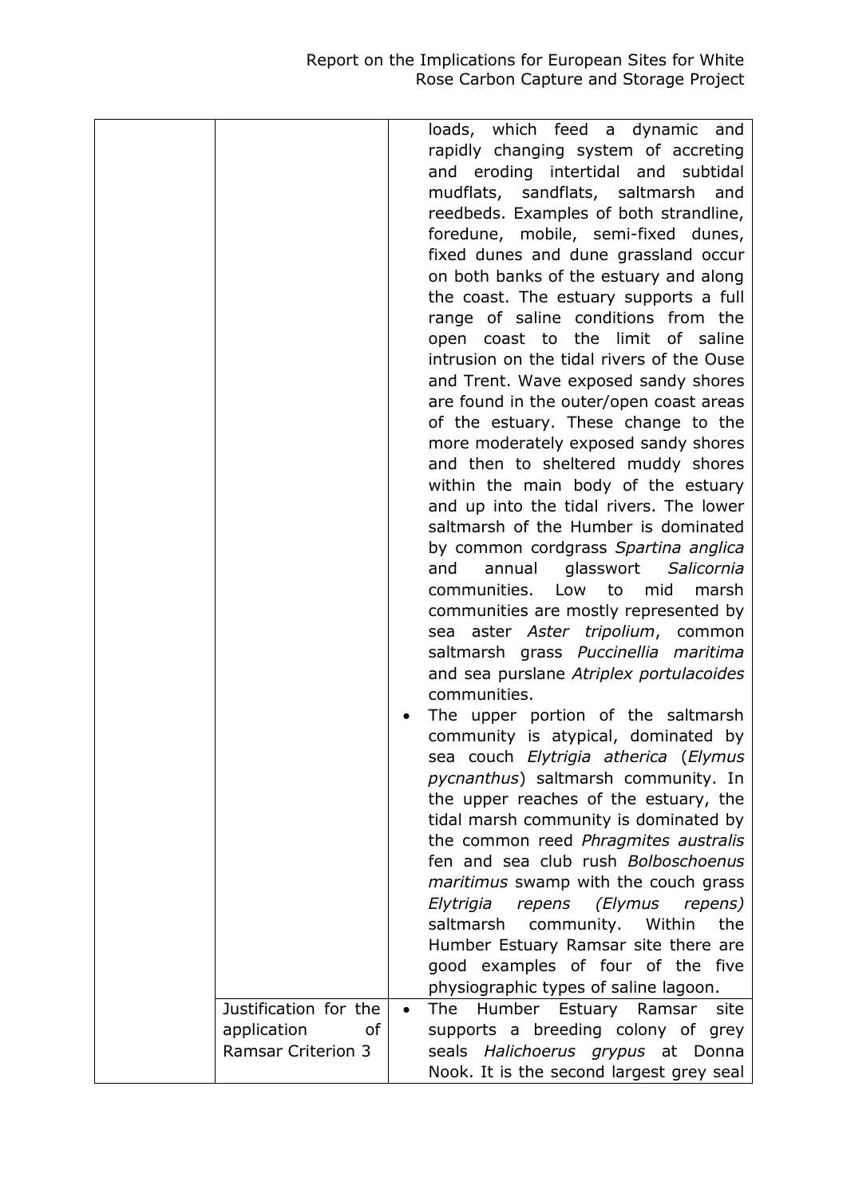| | | |
|---|---|---|
| | | loads, which feed a dynamic and rapidly changing system of accreting and eroding intertidal and subtidal mudflats, sandflats, saltmarsh and reedbeds. Examples of both strandline, foredune, mobile, semi-fixed dunes, fixed dunes and dune grassland occur on both banks of the estuary and along the coast. The estuary supports a full range of saline conditions from the open coast to the limit of saline intrusion on the tidal rivers of the Ouse and Trent. Wave exposed sandy shores are found in the outer/open coast areas of the estuary. These change to the more moderately exposed sandy shores and then to sheltered muddy shores within the main body of the estuary and up into the tidal rivers. The lower saltmarsh of the Humber is dominated by common cordgrass *Spartina anglica* and annual glasswort *Salicornia* communities. Low to mid marsh communities are mostly represented by sea aster *Aster tripolium*, common saltmarsh grass *Puccinellia maritima* and sea purslane *Atriplex portulacoides* communities.<br>• The upper portion of the saltmarsh community is atypical, dominated by sea couch *Elytrigia atherica* (*Elymus pycnanthus*) saltmarsh community. In the upper reaches of the estuary, the tidal marsh community is dominated by the common reed *Phragmites australis* fen and sea club rush *Bolboschoenus maritimus* swamp with the couch grass *Elytrigia repens (Elymus repens)* saltmarsh community. Within the Humber Estuary Ramsar site there are good examples of four of the five physiographic types of saline lagoon. |
| | Justification for the application of Ramsar Criterion 3 | • The Humber Estuary Ramsar site supports a breeding colony of grey seals *Halichoerus grypus* at Donna Nook. It is the second largest grey seal |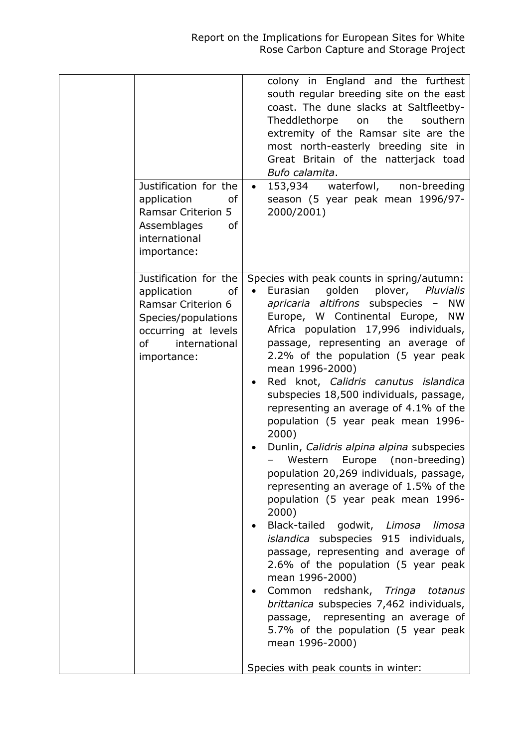| | | |
|---|---|---|
| | | colony in England and the furthest south regular breeding site on the east coast. The dune slacks at Saltfleetby-Theddlethorpe on the southern extremity of the Ramsar site are the most north-easterly breeding site in Great Britain of the natterjack toad *Bufo calamita*. |
| | Justification for the application of Ramsar Criterion 5 Assemblages of international importance: | • 153,934 waterfowl, non-breeding season (5 year peak mean 1996/97-2000/2001) |
| | Justification for the application of Ramsar Criterion 6 Species/populations occurring at levels of international importance: | Species with peak counts in spring/autumn:<br>• Eurasian golden plover, *Pluvialis apricaria altifrons* subspecies – NW Europe, W Continental Europe, NW Africa population 17,996 individuals, passage, representing an average of 2.2% of the population (5 year peak mean 1996-2000)<br>• Red knot, *Calidris canutus islandica* subspecies 18,500 individuals, passage, representing an average of 4.1% of the population (5 year peak mean 1996-2000)<br>• Dunlin, *Calidris alpina alpina* subspecies – Western Europe (non-breeding) population 20,269 individuals, passage, representing an average of 1.5% of the population (5 year peak mean 1996-2000)<br>• Black-tailed godwit, *Limosa limosa islandica* subspecies 915 individuals, passage, representing and average of 2.6% of the population (5 year peak mean 1996-2000)<br>• Common redshank, *Tringa totanus brittanica* subspecies 7,462 individuals, passage, representing an average of 5.7% of the population (5 year peak mean 1996-2000)<br><br>Species with peak counts in winter: |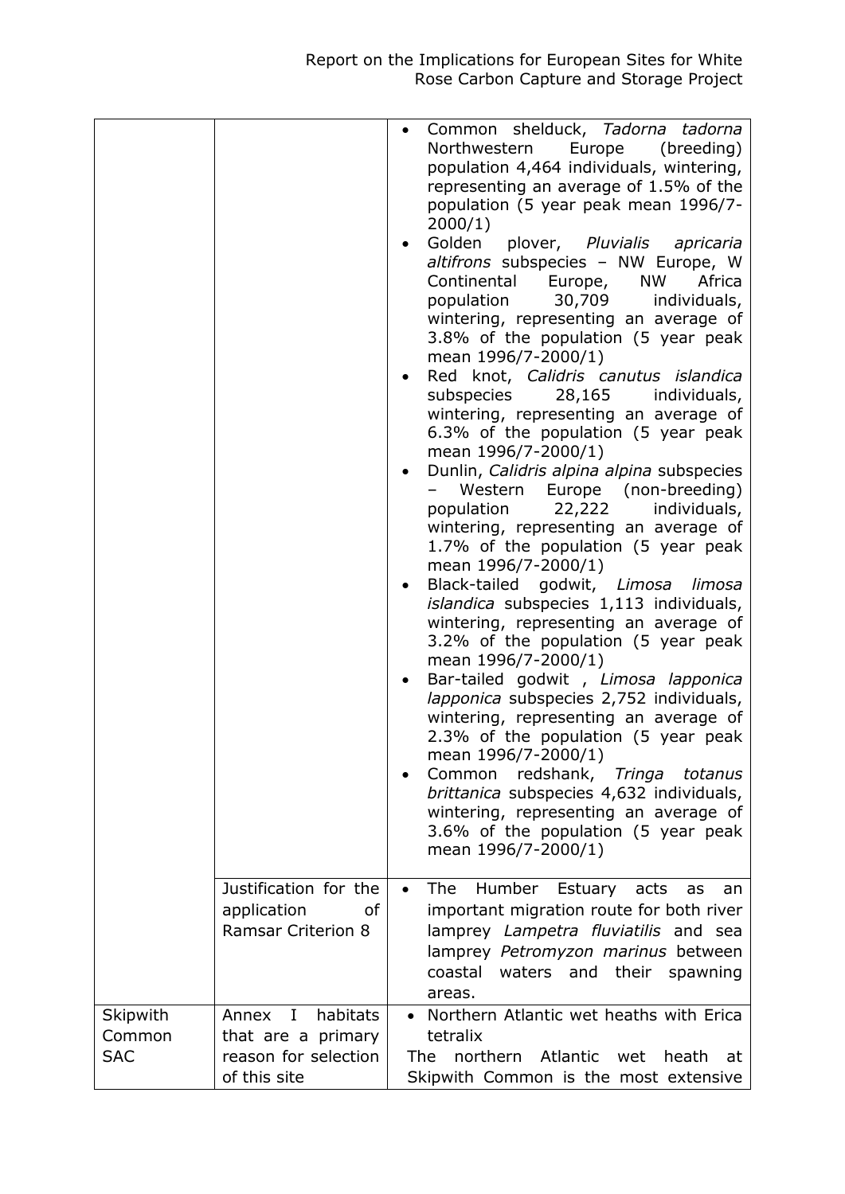| | | |
|---|---|---|
| | | • Common shelduck, *Tadorna tadorna* Northwestern Europe (breeding) population 4,464 individuals, wintering, representing an average of 1.5% of the population (5 year peak mean 1996/7-2000/1)<br>• Golden plover, *Pluvialis apricaria altifrons* subspecies – NW Europe, W Continental Europe, NW Africa population 30,709 individuals, wintering, representing an average of 3.8% of the population (5 year peak mean 1996/7-2000/1)<br>• Red knot, *Calidris canutus islandica* subspecies 28,165 individuals, wintering, representing an average of 6.3% of the population (5 year peak mean 1996/7-2000/1)<br>• Dunlin, *Calidris alpina alpina* subspecies – Western Europe (non-breeding) population 22,222 individuals, wintering, representing an average of 1.7% of the population (5 year peak mean 1996/7-2000/1)<br>• Black-tailed godwit, *Limosa limosa islandica* subspecies 1,113 individuals, wintering, representing an average of 3.2% of the population (5 year peak mean 1996/7-2000/1)<br>• Bar-tailed godwit , *Limosa lapponica lapponica* subspecies 2,752 individuals, wintering, representing an average of 2.3% of the population (5 year peak mean 1996/7-2000/1)<br>• Common redshank, *Tringa totanus brittanica* subspecies 4,632 individuals, wintering, representing an average of 3.6% of the population (5 year peak mean 1996/7-2000/1) |
| | Justification for the application of Ramsar Criterion 8 | • The Humber Estuary acts as an important migration route for both river lamprey *Lampetra fluviatilis* and sea lamprey *Petromyzon marinus* between coastal waters and their spawning areas. |
| Skipwith Common SAC | Annex I habitats that are a primary reason for selection of this site | • Northern Atlantic wet heaths with Erica tetralix<br>The northern Atlantic wet heath at Skipwith Common is the most extensive |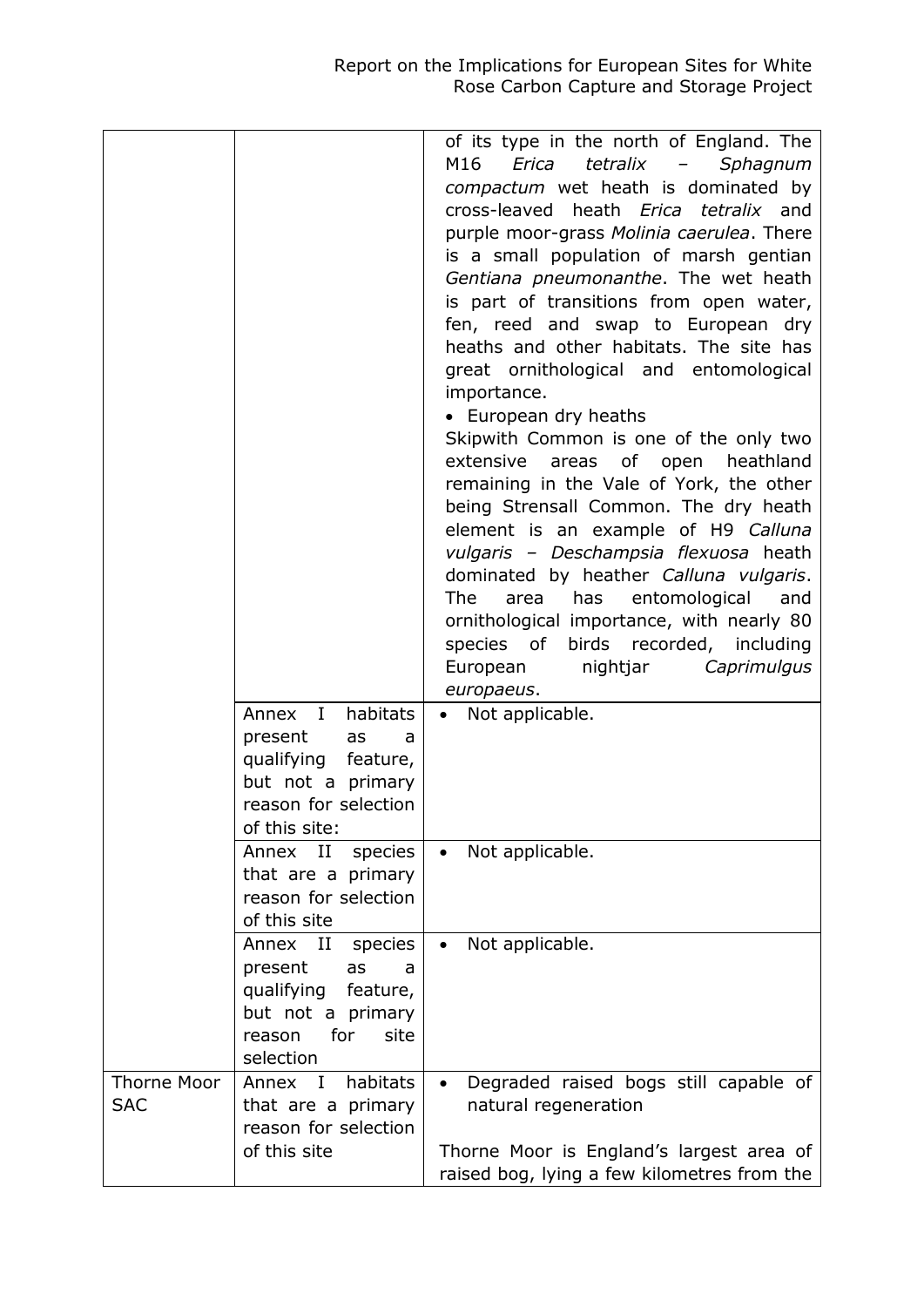| | | |
|---|---|---|
| | | of its type in the north of England. The M16 *Erica tetralix – Sphagnum compactum* wet heath is dominated by cross-leaved heath *Erica tetralix* and purple moor-grass *Molinia caerulea*. There is a small population of marsh gentian *Gentiana pneumonanthe*. The wet heath is part of transitions from open water, fen, reed and swap to European dry heaths and other habitats. The site has great ornithological and entomological importance.<br>• European dry heaths<br>Skipwith Common is one of the only two extensive areas of open heathland remaining in the Vale of York, the other being Strensall Common. The dry heath element is an example of H9 *Calluna vulgaris – Deschampsia flexuosa* heath dominated by heather *Calluna vulgaris*. The area has entomological and ornithological importance, with nearly 80 species of birds recorded, including European nightjar *Caprimulgus europaeus*. |
| | Annex I habitats present as a qualifying feature, but not a primary reason for selection of this site: | • Not applicable. |
| | Annex II species that are a primary reason for selection of this site | • Not applicable. |
| | Annex II species present as a qualifying feature, but not a primary reason for site selection | • Not applicable. |
| Thorne Moor SAC | Annex I habitats that are a primary reason for selection of this site | • Degraded raised bogs still capable of natural regeneration<br><br>Thorne Moor is England's largest area of raised bog, lying a few kilometres from the |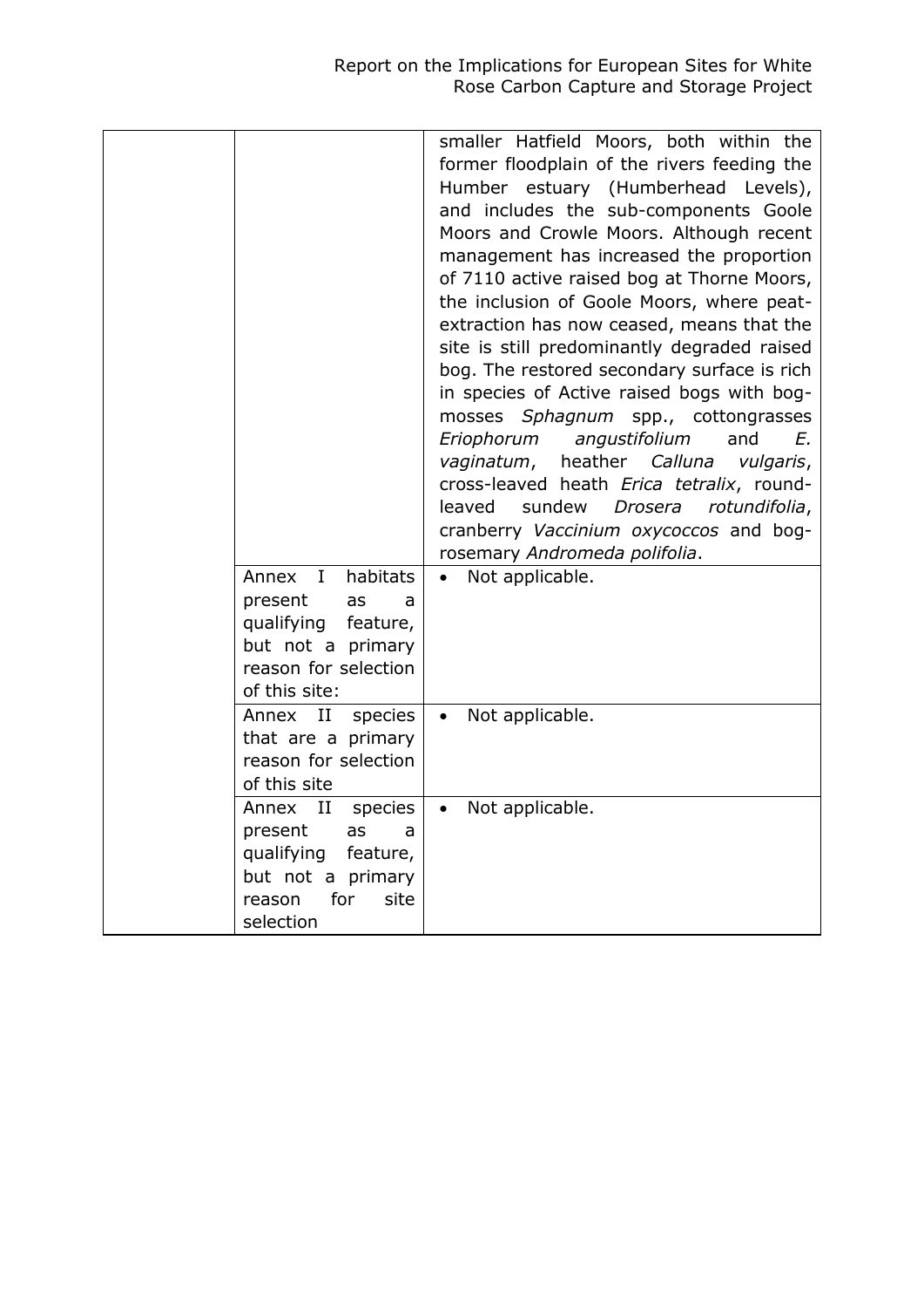|  |  | smaller Hatfield Moors, both within the former floodplain of the rivers feeding the Humber estuary (Humberhead Levels), and includes the sub-components Goole Moors and Crowle Moors. Although recent management has increased the proportion of 7110 active raised bog at Thorne Moors, the inclusion of Goole Moors, where peat-extraction has now ceased, means that the site is still predominantly degraded raised bog. The restored secondary surface is rich in species of Active raised bogs with bog-mosses *Sphagnum* spp., cottongrasses *Eriophorum angustifolium* and *E. vaginatum*, heather *Calluna vulgaris*, cross-leaved heath *Erica tetralix*, round-leaved sundew *Drosera rotundifolia*, cranberry *Vaccinium oxycoccos* and bog-rosemary *Andromeda polifolia*. |
|---|---|---|
|  | Annex I habitats present as a qualifying feature, but not a primary reason for selection of this site: | • Not applicable. |
|  | Annex II species that are a primary reason for selection of this site | • Not applicable. |
|  | Annex II species present as a qualifying feature, but not a primary reason for site selection | • Not applicable. |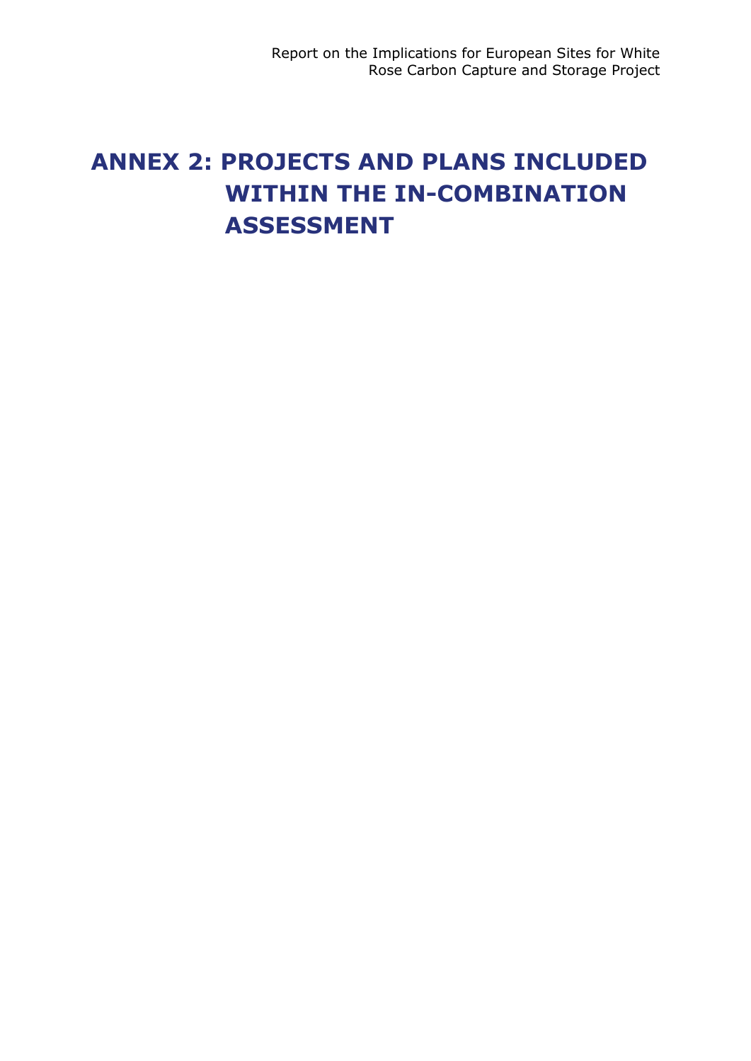# ANNEX 2: PROJECTS AND PLANS INCLUDED WITHIN THE IN-COMBINATION ASSESSMENT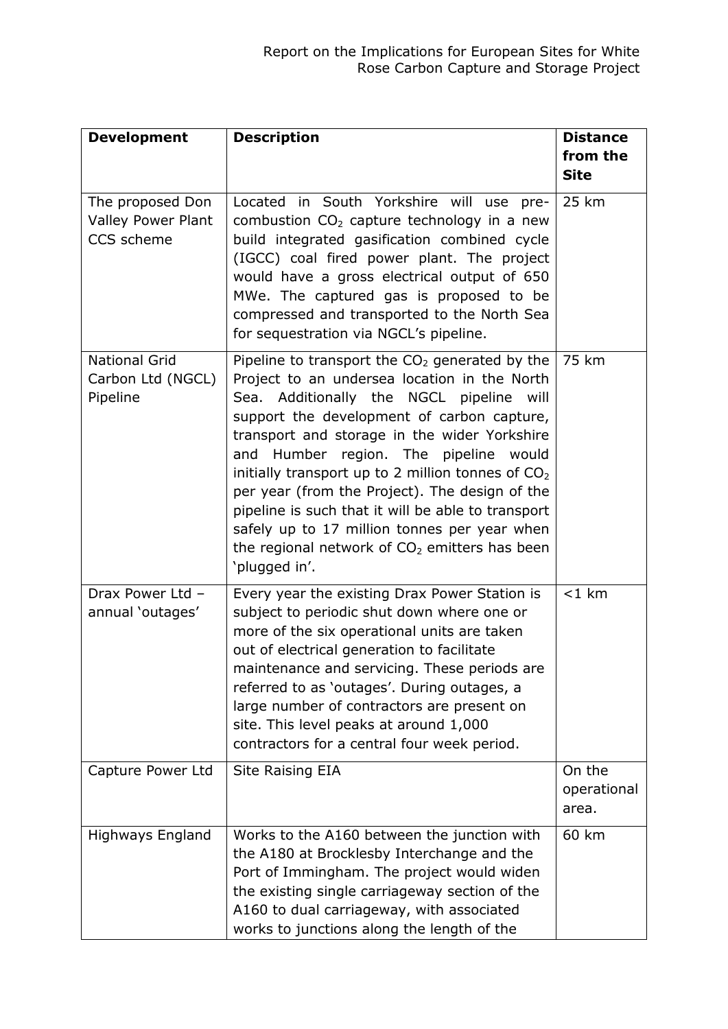| **Development** | **Description** | **Distance from the Site** |
| --- | --- | --- |
| The proposed Don Valley Power Plant CCS scheme | Located in South Yorkshire will use pre-combustion $CO_2$ capture technology in a new build integrated gasification combined cycle (IGCC) coal fired power plant. The project would have a gross electrical output of 650 MWe. The captured gas is proposed to be compressed and transported to the North Sea for sequestration via NGCL's pipeline. | 25 km |
| National Grid Carbon Ltd (NGCL) Pipeline | Pipeline to transport the $CO_2$ generated by the Project to an undersea location in the North Sea. Additionally the NGCL pipeline will support the development of carbon capture, transport and storage in the wider Yorkshire and Humber region. The pipeline would initially transport up to 2 million tonnes of $CO_2$ per year (from the Project). The design of the pipeline is such that it will be able to transport safely up to 17 million tonnes per year when the regional network of $CO_2$ emitters has been 'plugged in'. | 75 km |
| Drax Power Ltd – annual 'outages' | Every year the existing Drax Power Station is subject to periodic shut down where one or more of the six operational units are taken out of electrical generation to facilitate maintenance and servicing. These periods are referred to as 'outages'. During outages, a large number of contractors are present on site. This level peaks at around 1,000 contractors for a central four week period. | <1 km |
| Capture Power Ltd | Site Raising EIA | On the operational area. |
| Highways England | Works to the A160 between the junction with the A180 at Brocklesby Interchange and the Port of Immingham. The project would widen the existing single carriageway section of the A160 to dual carriageway, with associated works to junctions along the length of the | 60 km |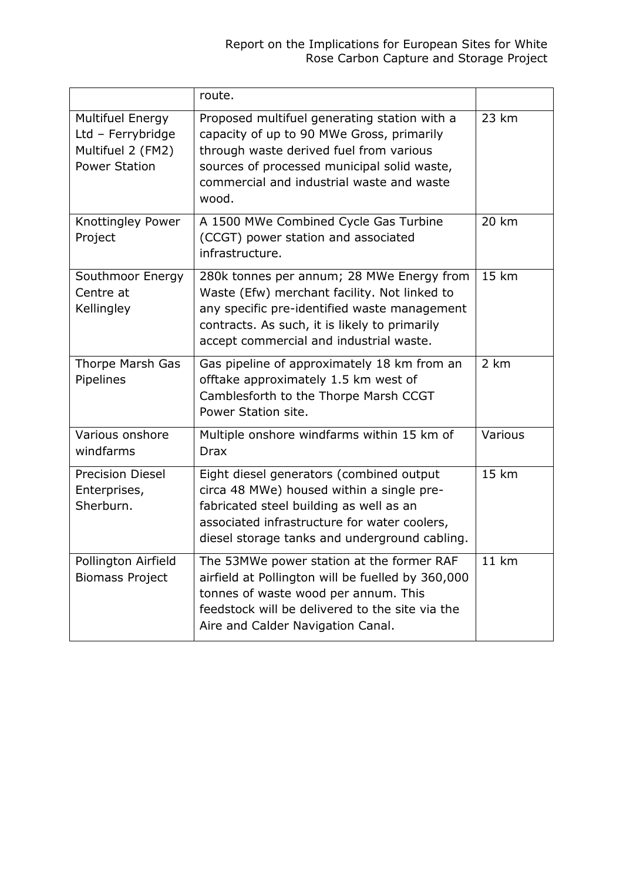|  | route. |  |
| --- | --- | --- |
| Multifuel Energy Ltd – Ferrybridge Multifuel 2 (FM2) Power Station | Proposed multifuel generating station with a capacity of up to 90 MWe Gross, primarily through waste derived fuel from various sources of processed municipal solid waste, commercial and industrial waste and waste wood. | 23 km |
| Knottingley Power Project | A 1500 MWe Combined Cycle Gas Turbine (CCGT) power station and associated infrastructure. | 20 km |
| Southmoor Energy Centre at Kellingley | 280k tonnes per annum; 28 MWe Energy from Waste (Efw) merchant facility. Not linked to any specific pre-identified waste management contracts. As such, it is likely to primarily accept commercial and industrial waste. | 15 km |
| Thorpe Marsh Gas Pipelines | Gas pipeline of approximately 18 km from an offtake approximately 1.5 km west of Camblesforth to the Thorpe Marsh CCGT Power Station site. | 2 km |
| Various onshore windfarms | Multiple onshore windfarms within 15 km of Drax | Various |
| Precision Diesel Enterprises, Sherburn. | Eight diesel generators (combined output circa 48 MWe) housed within a single pre-fabricated steel building as well as an associated infrastructure for water coolers, diesel storage tanks and underground cabling. | 15 km |
| Pollington Airfield Biomass Project | The 53MWe power station at the former RAF airfield at Pollington will be fuelled by 360,000 tonnes of waste wood per annum. This feedstock will be delivered to the site via the Aire and Calder Navigation Canal. | 11 km |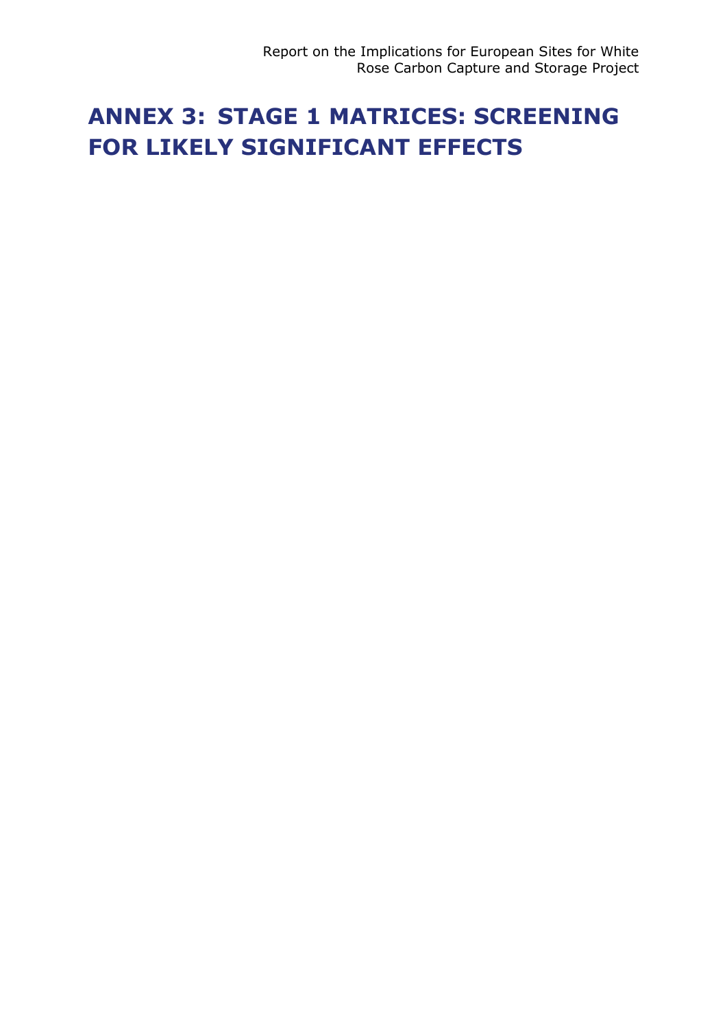# ANNEX 3: STAGE 1 MATRICES: SCREENING FOR LIKELY SIGNIFICANT EFFECTS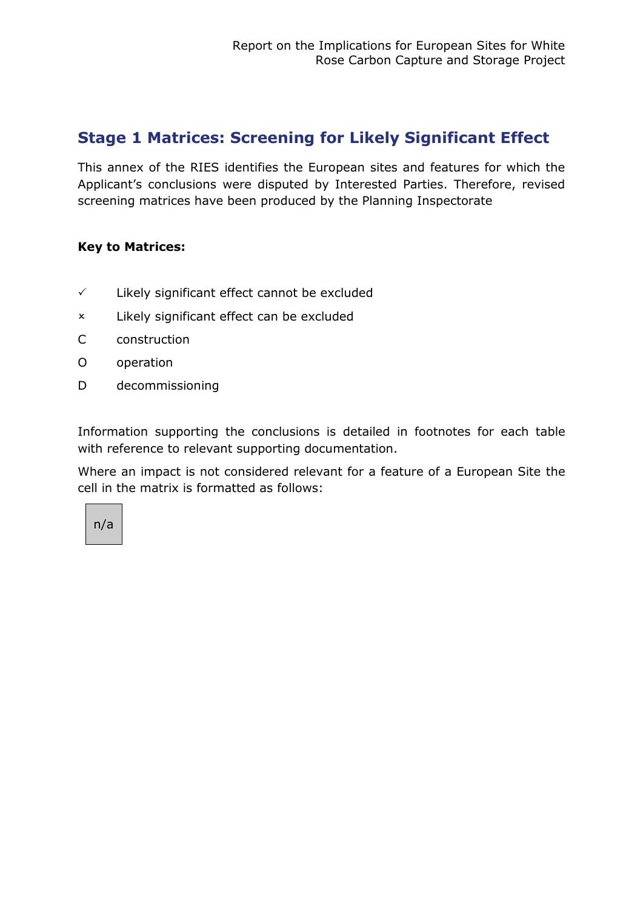## Stage 1 Matrices: Screening for Likely Significant Effect

This annex of the RIES identifies the European sites and features for which the Applicant's conclusions were disputed by Interested Parties. Therefore, revised screening matrices have been produced by the Planning Inspectorate

**Key to Matrices:**

| | |
|---|---|
| ✓ | Likely significant effect cannot be excluded |
| × | Likely significant effect can be excluded |
| C | construction |
| O | operation |
| D | decommissioning |

Information supporting the conclusions is detailed in footnotes for each table with reference to relevant supporting documentation.

Where an impact is not considered relevant for a feature of a European Site the cell in the matrix is formatted as follows:

| n/a |
|---|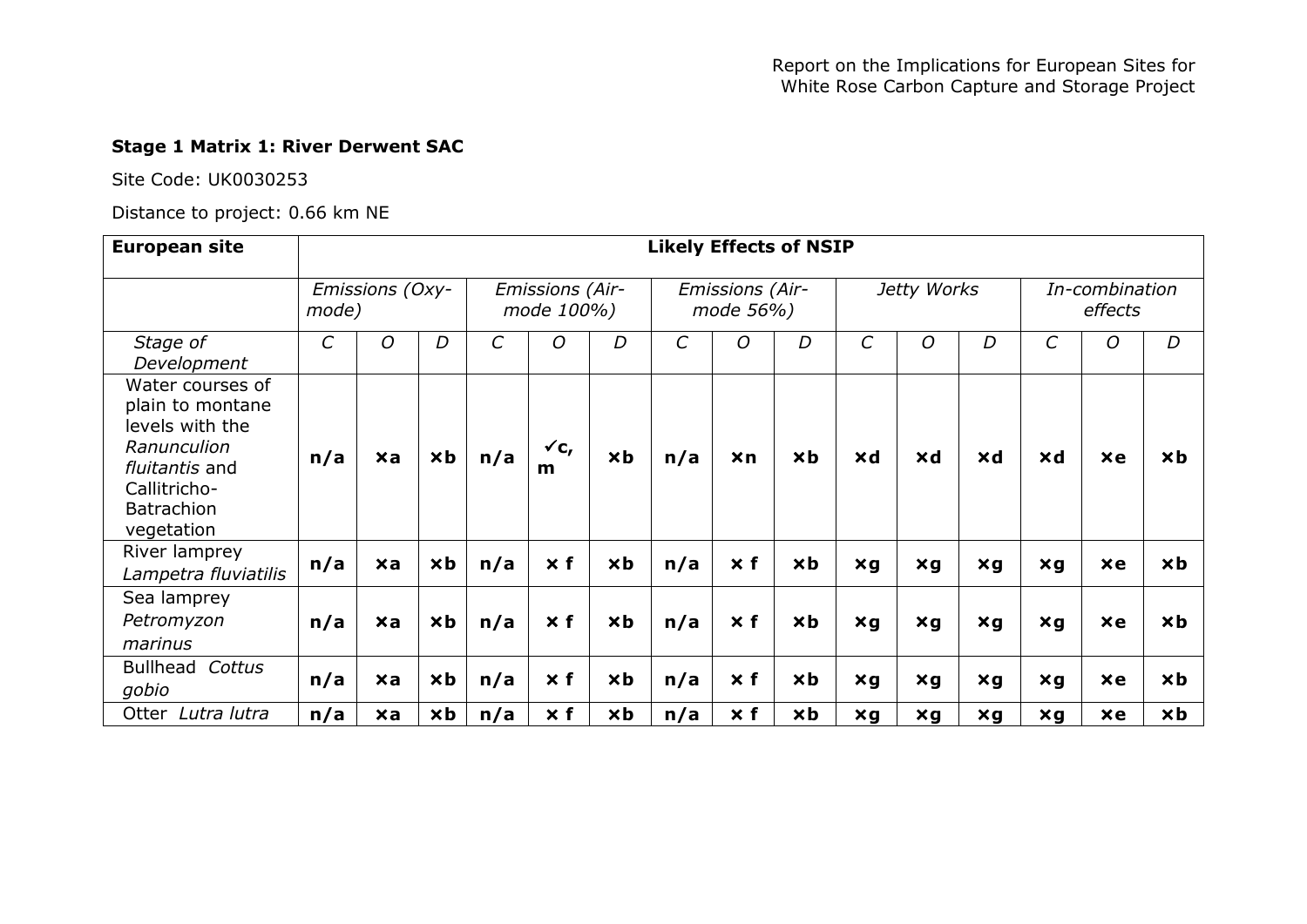### Stage 1 Matrix 1: River Derwent SAC

Site Code: UK0030253

Distance to project: 0.66 km NE

| **European site** | **Likely Effects of NSIP** | | | | | | | | | | | | | | |
|---|---|---|---|---|---|---|---|---|---|---|---|---|---|---|---|
| | *Emissions (Oxy-mode)* | | | *Emissions (Air-mode 100%)* | | | *Emissions (Air-mode 56%)* | | | *Jetty Works* | | | *In-combination effects* | | |
| *Stage of Development* | *C* | *O* | *D* | *C* | *O* | *D* | *C* | *O* | *D* | *C* | *O* | *D* | *C* | *O* | *D* |
| Water courses of plain to montane levels with the *Ranunculion fluitantis* and Callitricho-Batrachion vegetation | **n/a** | **×a** | **×b** | **n/a** | **✓c, m** | **×b** | **n/a** | **×n** | **×b** | **×d** | **×d** | **×d** | **×d** | **×e** | **×b** |
| River lamprey *Lampetra fluviatilis* | **n/a** | **×a** | **×b** | **n/a** | **× f** | **×b** | **n/a** | **× f** | **×b** | **×g** | **×g** | **×g** | **×g** | **×e** | **×b** |
| Sea lamprey *Petromyzon marinus* | **n/a** | **×a** | **×b** | **n/a** | **× f** | **×b** | **n/a** | **× f** | **×b** | **×g** | **×g** | **×g** | **×g** | **×e** | **×b** |
| Bullhead *Cottus gobio* | **n/a** | **×a** | **×b** | **n/a** | **× f** | **×b** | **n/a** | **× f** | **×b** | **×g** | **×g** | **×g** | **×g** | **×e** | **×b** |
| Otter *Lutra lutra* | **n/a** | **×a** | **×b** | **n/a** | **× f** | **×b** | **n/a** | **× f** | **×b** | **×g** | **×g** | **×g** | **×g** | **×e** | **×b** |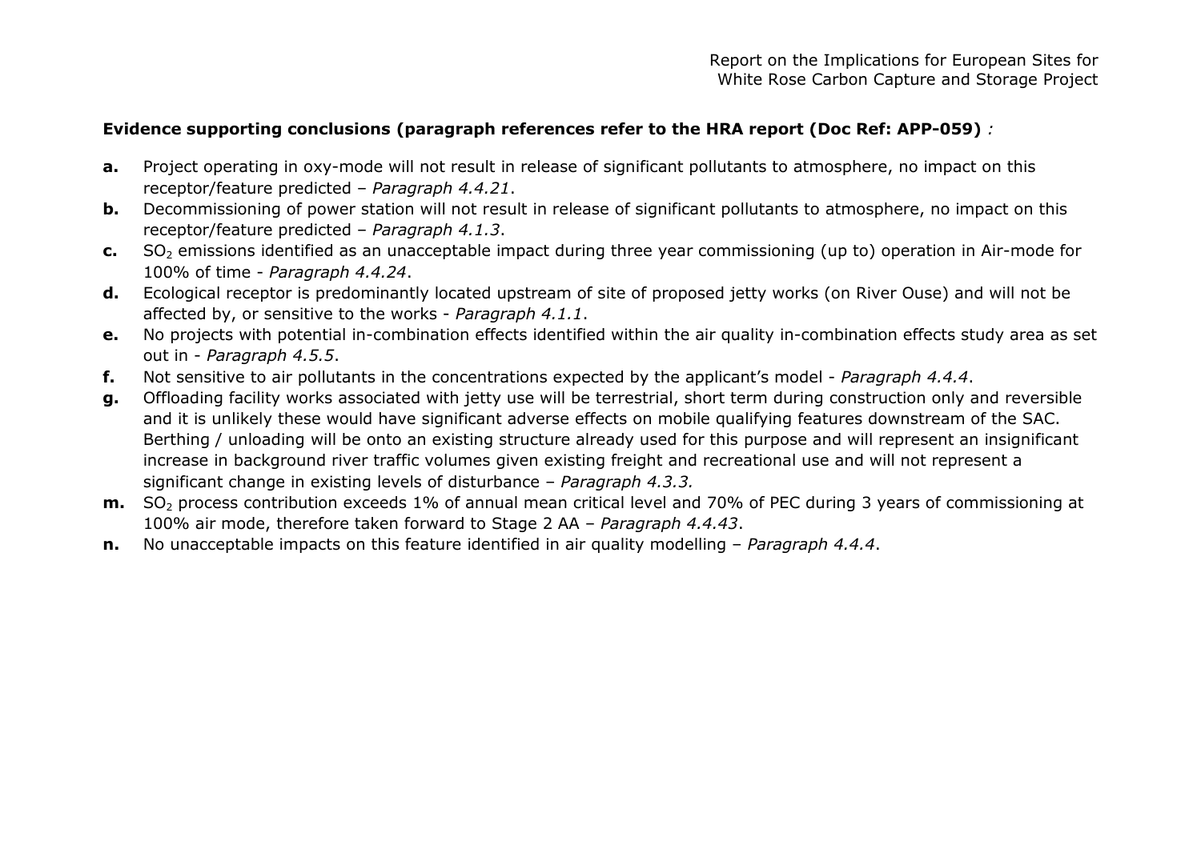**Evidence supporting conclusions (paragraph references refer to the HRA report (Doc Ref: APP-059)** *:*

- **a.** Project operating in oxy-mode will not result in release of significant pollutants to atmosphere, no impact on this receptor/feature predicted – *Paragraph 4.4.21*.
- **b.** Decommissioning of power station will not result in release of significant pollutants to atmosphere, no impact on this receptor/feature predicted – *Paragraph 4.1.3*.
- **c.** $SO_2$ emissions identified as an unacceptable impact during three year commissioning (up to) operation in Air-mode for 100% of time - *Paragraph 4.4.24*.
- **d.** Ecological receptor is predominantly located upstream of site of proposed jetty works (on River Ouse) and will not be affected by, or sensitive to the works - *Paragraph 4.1.1*.
- **e.** No projects with potential in-combination effects identified within the air quality in-combination effects study area as set out in - *Paragraph 4.5.5*.
- **f.** Not sensitive to air pollutants in the concentrations expected by the applicant's model - *Paragraph 4.4.4*.
- **g.** Offloading facility works associated with jetty use will be terrestrial, short term during construction only and reversible and it is unlikely these would have significant adverse effects on mobile qualifying features downstream of the SAC. Berthing / unloading will be onto an existing structure already used for this purpose and will represent an insignificant increase in background river traffic volumes given existing freight and recreational use and will not represent a significant change in existing levels of disturbance – *Paragraph 4.3.3.*
- **m.** $SO_2$ process contribution exceeds 1% of annual mean critical level and 70% of PEC during 3 years of commissioning at 100% air mode, therefore taken forward to Stage 2 AA – *Paragraph 4.4.43*.
- **n.** No unacceptable impacts on this feature identified in air quality modelling – *Paragraph 4.4.4*.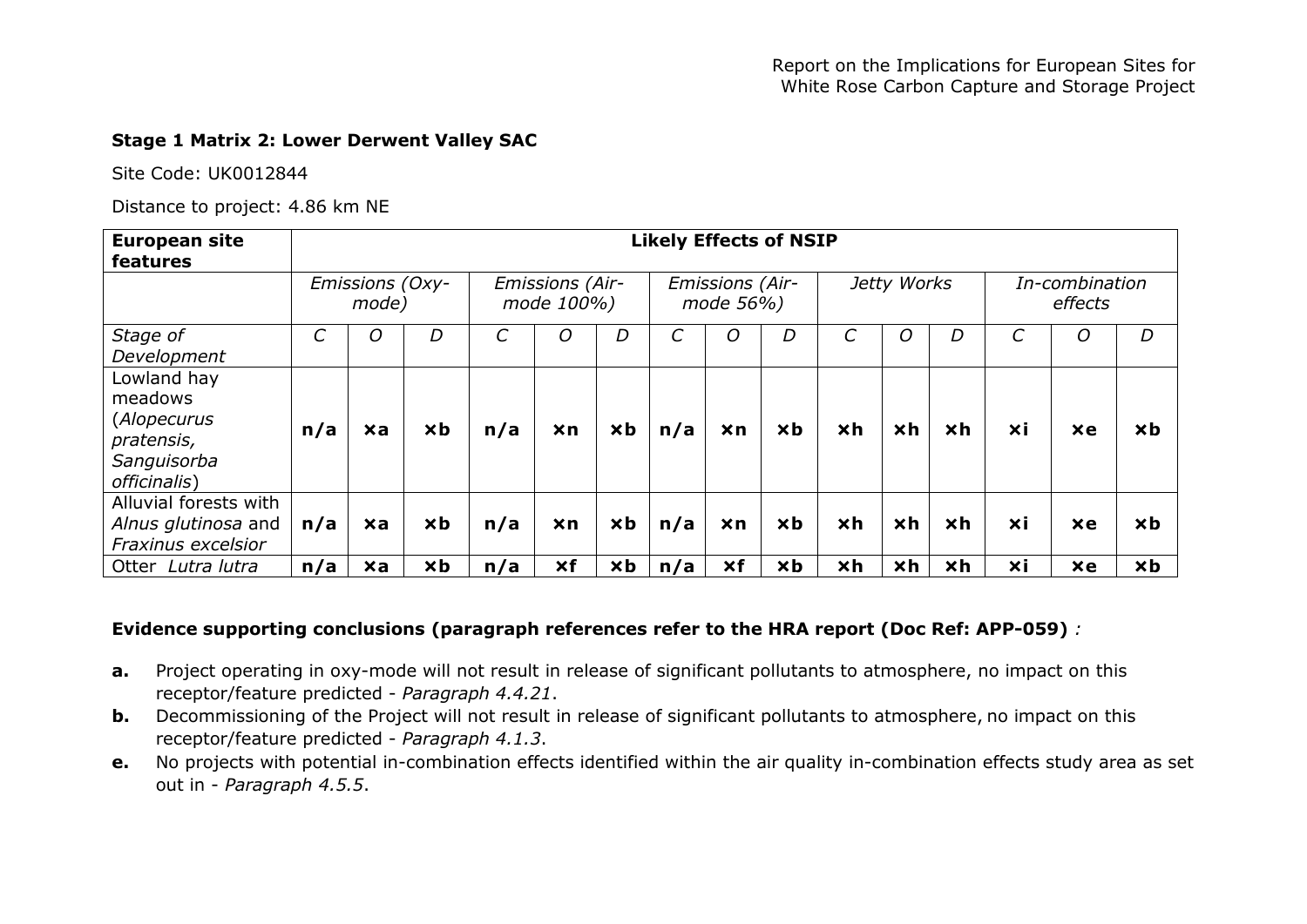**Stage 1 Matrix 2: Lower Derwent Valley SAC**

Site Code: UK0012844

Distance to project: 4.86 km NE

| European site features | Likely Effects of NSIP | | | | | | | | | | | | | | |
|---|---|---|---|---|---|---|---|---|---|---|---|---|---|---|---|
| | *Emissions (Oxy-mode)* | | | *Emissions (Air-mode 100%)* | | | *Emissions (Air-mode 56%)* | | | *Jetty Works* | | | *In-combination effects* | | |
| *Stage of Development* | *C* | *O* | *D* | *C* | *O* | *D* | *C* | *O* | *D* | *C* | *O* | *D* | *C* | *O* | *D* |
| Lowland hay meadows (*Alopecurus pratensis, Sanguisorba officinalis*) | **n/a** | **×a** | **×b** | **n/a** | **×n** | **×b** | **n/a** | **×n** | **×b** | **×h** | **×h** | **×h** | **×i** | **×e** | **×b** |
| Alluvial forests with *Alnus glutinosa* and *Fraxinus excelsior* | **n/a** | **×a** | **×b** | **n/a** | **×n** | **×b** | **n/a** | **×n** | **×b** | **×h** | **×h** | **×h** | **×i** | **×e** | **×b** |
| Otter *Lutra lutra* | **n/a** | **×a** | **×b** | **n/a** | **×f** | **×b** | **n/a** | **×f** | **×b** | **×h** | **×h** | **×h** | **×i** | **×e** | **×b** |

**Evidence supporting conclusions (paragraph references refer to the HRA report (Doc Ref: APP-059)** *:*

- **a.** Project operating in oxy-mode will not result in release of significant pollutants to atmosphere, no impact on this receptor/feature predicted - *Paragraph 4.4.21*.
- **b.** Decommissioning of the Project will not result in release of significant pollutants to atmosphere, no impact on this receptor/feature predicted - *Paragraph 4.1.3*.
- **e.** No projects with potential in-combination effects identified within the air quality in-combination effects study area as set out in - *Paragraph 4.5.5*.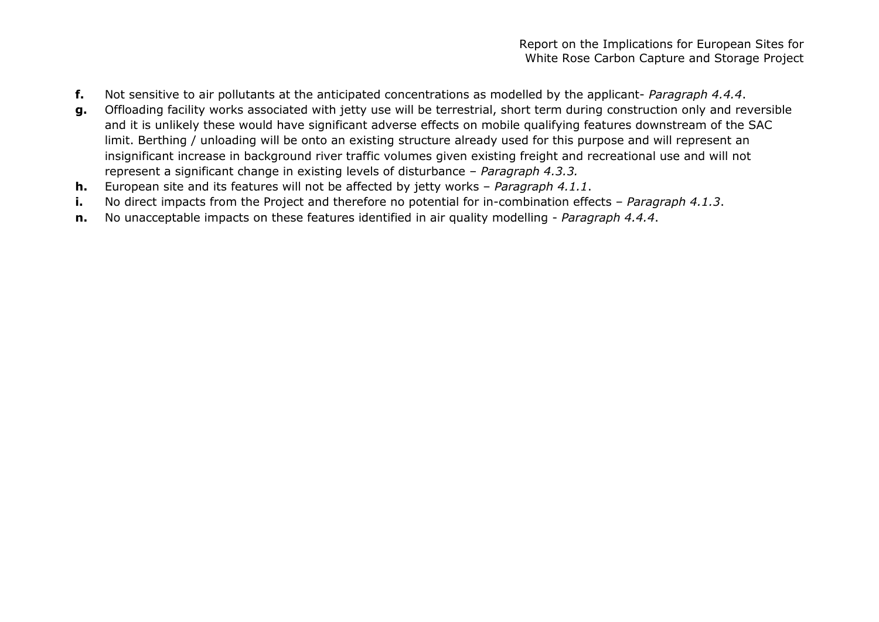**f.** Not sensitive to air pollutants at the anticipated concentrations as modelled by the applicant- *Paragraph 4.4.4*.

**g.** Offloading facility works associated with jetty use will be terrestrial, short term during construction only and reversible and it is unlikely these would have significant adverse effects on mobile qualifying features downstream of the SAC limit. Berthing / unloading will be onto an existing structure already used for this purpose and will represent an insignificant increase in background river traffic volumes given existing freight and recreational use and will not represent a significant change in existing levels of disturbance – *Paragraph 4.3.3.*

**h.** European site and its features will not be affected by jetty works – *Paragraph 4.1.1*.

**i.** No direct impacts from the Project and therefore no potential for in-combination effects – *Paragraph 4.1.3*.

**n.** No unacceptable impacts on these features identified in air quality modelling - *Paragraph 4.4.4*.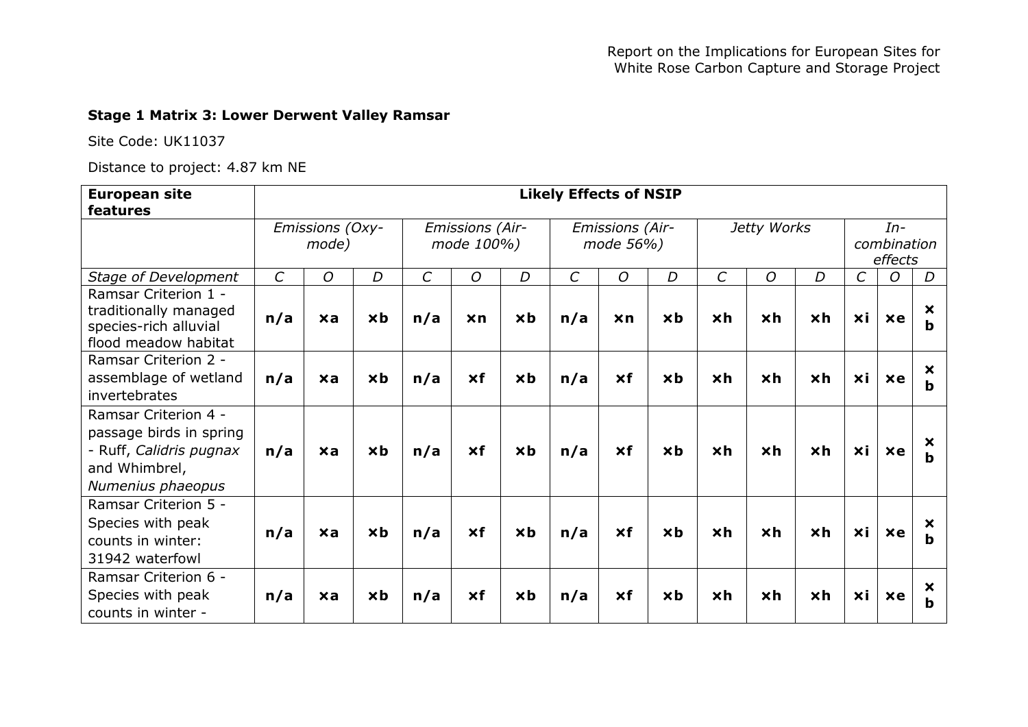### Stage 1 Matrix 3: Lower Derwent Valley Ramsar

Site Code: UK11037

Distance to project: 4.87 km NE

| European site features | Likely Effects of NSIP | | | | | | | | | | | | | | |
|---|---|---|---|---|---|---|---|---|---|---|---|---|---|---|---|
| | *Emissions (Oxy-mode)* | | | *Emissions (Air-mode 100%)* | | | *Emissions (Air-mode 56%)* | | | *Jetty Works* | | | *In-combination effects* | | |
| *Stage of Development* | *C* | *O* | *D* | *C* | *O* | *D* | *C* | *O* | *D* | *C* | *O* | *D* | *C* | *O* | *D* |
| Ramsar Criterion 1 - traditionally managed species-rich alluvial flood meadow habitat | **n/a** | **×a** | **×b** | **n/a** | **×n** | **×b** | **n/a** | **×n** | **×b** | **×h** | **×h** | **×h** | **×i** | **×e** | **×b** |
| Ramsar Criterion 2 - assemblage of wetland invertebrates | **n/a** | **×a** | **×b** | **n/a** | **×f** | **×b** | **n/a** | **×f** | **×b** | **×h** | **×h** | **×h** | **×i** | **×e** | **×b** |
| Ramsar Criterion 4 - passage birds in spring - Ruff, *Calidris pugnax* and Whimbrel, *Numenius phaeopus* | **n/a** | **×a** | **×b** | **n/a** | **×f** | **×b** | **n/a** | **×f** | **×b** | **×h** | **×h** | **×h** | **×i** | **×e** | **×b** |
| Ramsar Criterion 5 - Species with peak counts in winter: 31942 waterfowl | **n/a** | **×a** | **×b** | **n/a** | **×f** | **×b** | **n/a** | **×f** | **×b** | **×h** | **×h** | **×h** | **×i** | **×e** | **×b** |
| Ramsar Criterion 6 - Species with peak counts in winter - | **n/a** | **×a** | **×b** | **n/a** | **×f** | **×b** | **n/a** | **×f** | **×b** | **×h** | **×h** | **×h** | **×i** | **×e** | **×b** |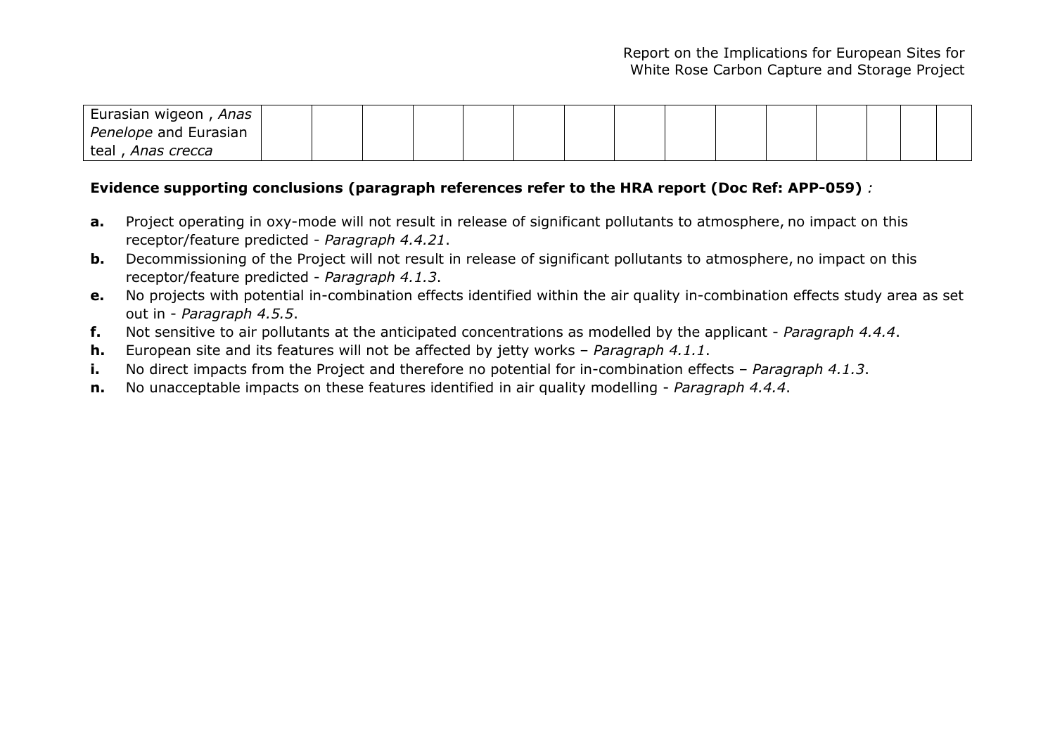| Eurasian wigeon , *Anas Penelope* and Eurasian teal , *Anas crecca* | | | | | | | | | | | | | | |
|---|---|---|---|---|---|---|---|---|---|---|---|---|---|---|

**Evidence supporting conclusions (paragraph references refer to the HRA report (Doc Ref: APP-059)** *:*

- **a.** Project operating in oxy-mode will not result in release of significant pollutants to atmosphere, no impact on this receptor/feature predicted - *Paragraph 4.4.21*.
- **b.** Decommissioning of the Project will not result in release of significant pollutants to atmosphere, no impact on this receptor/feature predicted - *Paragraph 4.1.3*.
- **e.** No projects with potential in-combination effects identified within the air quality in-combination effects study area as set out in - *Paragraph 4.5.5*.
- **f.** Not sensitive to air pollutants at the anticipated concentrations as modelled by the applicant - *Paragraph 4.4.4*.
- **h.** European site and its features will not be affected by jetty works – *Paragraph 4.1.1*.
- **i.** No direct impacts from the Project and therefore no potential for in-combination effects – *Paragraph 4.1.3*.
- **n.** No unacceptable impacts on these features identified in air quality modelling - *Paragraph 4.4.4*.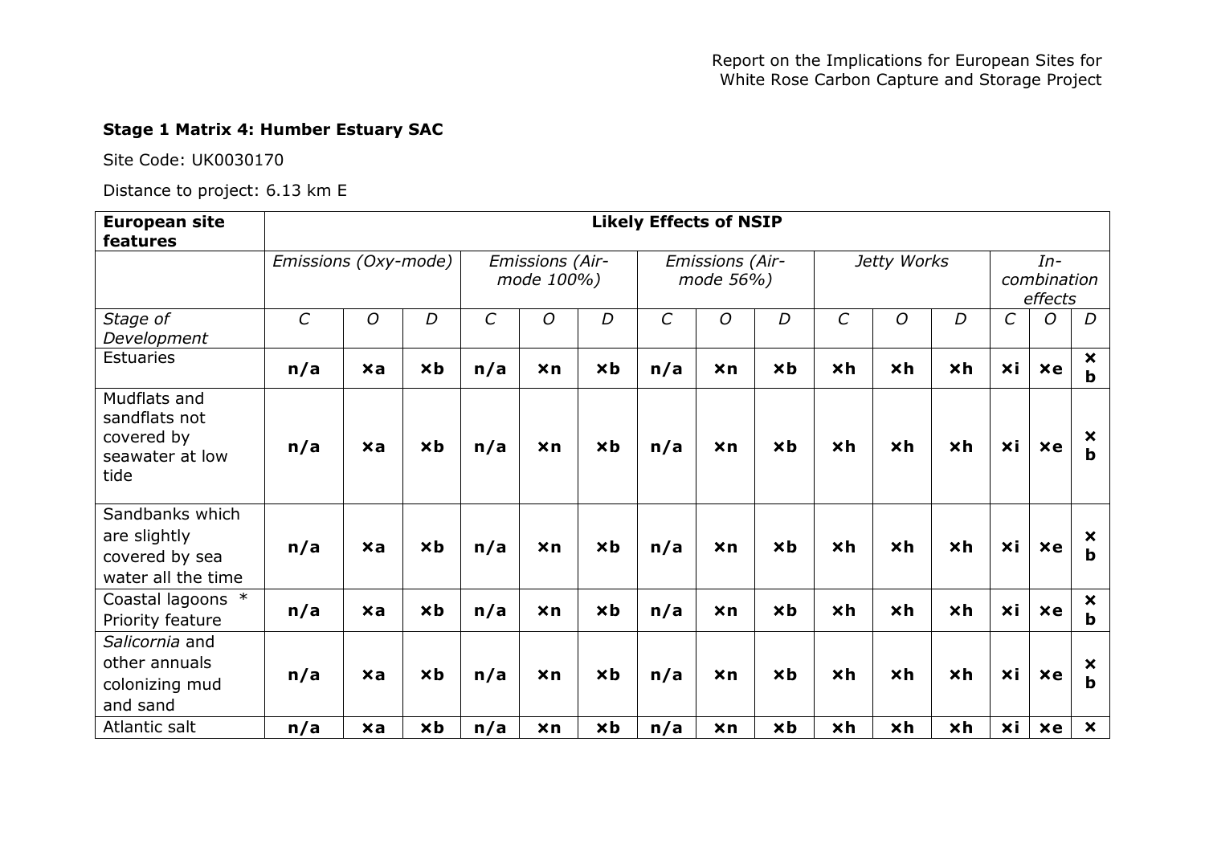**Stage 1 Matrix 4: Humber Estuary SAC**

Site Code: UK0030170

Distance to project: 6.13 km E

| European site features | Likely Effects of NSIP | | | | | | | | | | | | | | |
|---|---|---|---|---|---|---|---|---|---|---|---|---|---|---|---|
| | *Emissions (Oxy-mode)* | | | *Emissions (Air-mode 100%)* | | | *Emissions (Air-mode 56%)* | | | *Jetty Works* | | | *In-combination effects* | | |
| *Stage of Development* | *C* | *O* | *D* | *C* | *O* | *D* | *C* | *O* | *D* | *C* | *O* | *D* | *C* | *O* | *D* |
| Estuaries | **n/a** | **×a** | **×b** | **n/a** | **×n** | **×b** | **n/a** | **×n** | **×b** | **×h** | **×h** | **×h** | **×i** | **×e** | **×b** |
| Mudflats and sandflats not covered by seawater at low tide | **n/a** | **×a** | **×b** | **n/a** | **×n** | **×b** | **n/a** | **×n** | **×b** | **×h** | **×h** | **×h** | **×i** | **×e** | **×b** |
| Sandbanks which are slightly covered by sea water all the time | **n/a** | **×a** | **×b** | **n/a** | **×n** | **×b** | **n/a** | **×n** | **×b** | **×h** | **×h** | **×h** | **×i** | **×e** | **×b** |
| Coastal lagoons * Priority feature | **n/a** | **×a** | **×b** | **n/a** | **×n** | **×b** | **n/a** | **×n** | **×b** | **×h** | **×h** | **×h** | **×i** | **×e** | **×b** |
| *Salicornia* and other annuals colonizing mud and sand | **n/a** | **×a** | **×b** | **n/a** | **×n** | **×b** | **n/a** | **×n** | **×b** | **×h** | **×h** | **×h** | **×i** | **×e** | **×b** |
| Atlantic salt | **n/a** | **×a** | **×b** | **n/a** | **×n** | **×b** | **n/a** | **×n** | **×b** | **×h** | **×h** | **×h** | **×i** | **×e** | **×** |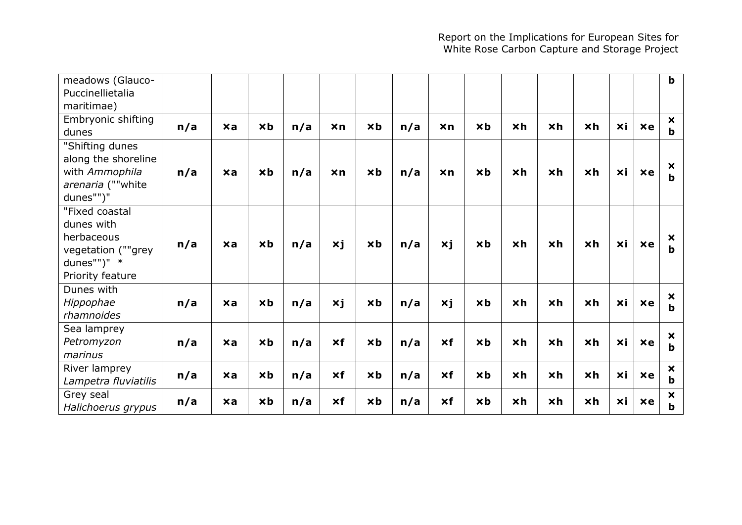| | | | | | | | | | | | | | | |
|---|---|---|---|---|---|---|---|---|---|---|---|---|---|---|
| meadows (Glauco-Puccinellietalia maritimae) | | | | | | | | | | | | | | **b** |
| Embryonic shifting dunes | **n/a** | **×a** | **×b** | **n/a** | **×n** | **×b** | **n/a** | **×n** | **×b** | **×h** | **×h** | **×h** | **×i** | **×e** | **× b** |
| "Shifting dunes along the shoreline with *Ammophila arenaria* (""white dunes"")" | **n/a** | **×a** | **×b** | **n/a** | **×n** | **×b** | **n/a** | **×n** | **×b** | **×h** | **×h** | **×h** | **×i** | **×e** | **× b** |
| "Fixed coastal dunes with herbaceous vegetation (""grey dunes"")" * Priority feature | **n/a** | **×a** | **×b** | **n/a** | **×j** | **×b** | **n/a** | **×j** | **×b** | **×h** | **×h** | **×h** | **×i** | **×e** | **× b** |
| Dunes with *Hippophae rhamnoides* | **n/a** | **×a** | **×b** | **n/a** | **×j** | **×b** | **n/a** | **×j** | **×b** | **×h** | **×h** | **×h** | **×i** | **×e** | **× b** |
| Sea lamprey *Petromyzon marinus* | **n/a** | **×a** | **×b** | **n/a** | **×f** | **×b** | **n/a** | **×f** | **×b** | **×h** | **×h** | **×h** | **×i** | **×e** | **× b** |
| River lamprey *Lampetra fluviatilis* | **n/a** | **×a** | **×b** | **n/a** | **×f** | **×b** | **n/a** | **×f** | **×b** | **×h** | **×h** | **×h** | **×i** | **×e** | **× b** |
| Grey seal *Halichoerus grypus* | **n/a** | **×a** | **×b** | **n/a** | **×f** | **×b** | **n/a** | **×f** | **×b** | **×h** | **×h** | **×h** | **×i** | **×e** | **× b** |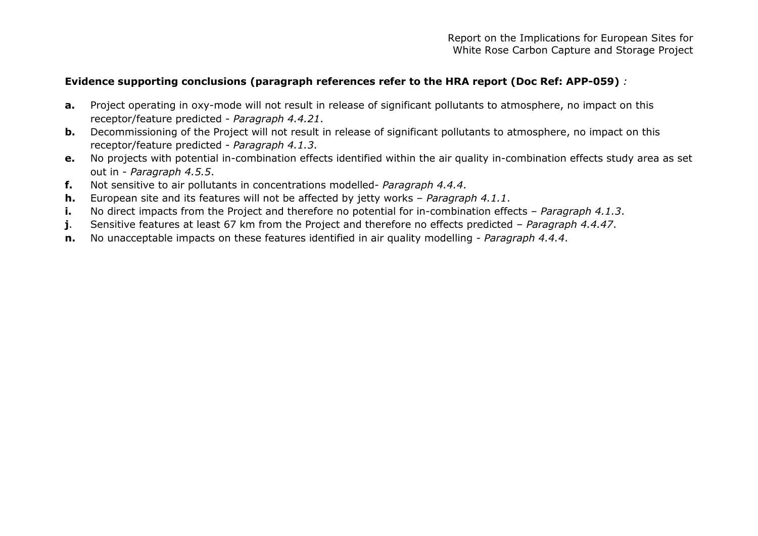**Evidence supporting conclusions (paragraph references refer to the HRA report (Doc Ref: APP-059)** *:*

- **a.** Project operating in oxy-mode will not result in release of significant pollutants to atmosphere, no impact on this receptor/feature predicted - *Paragraph 4.4.21*.
- **b.** Decommissioning of the Project will not result in release of significant pollutants to atmosphere, no impact on this receptor/feature predicted - *Paragraph 4.1.3*.
- **e.** No projects with potential in-combination effects identified within the air quality in-combination effects study area as set out in - *Paragraph 4.5.5*.
- **f.** Not sensitive to air pollutants in concentrations modelled- *Paragraph 4.4.4*.
- **h.** European site and its features will not be affected by jetty works – *Paragraph 4.1.1*.
- **i.** No direct impacts from the Project and therefore no potential for in-combination effects – *Paragraph 4.1.3*.
- **j**. Sensitive features at least 67 km from the Project and therefore no effects predicted – *Paragraph 4.4.47*.
- **n.** No unacceptable impacts on these features identified in air quality modelling - *Paragraph 4.4.4*.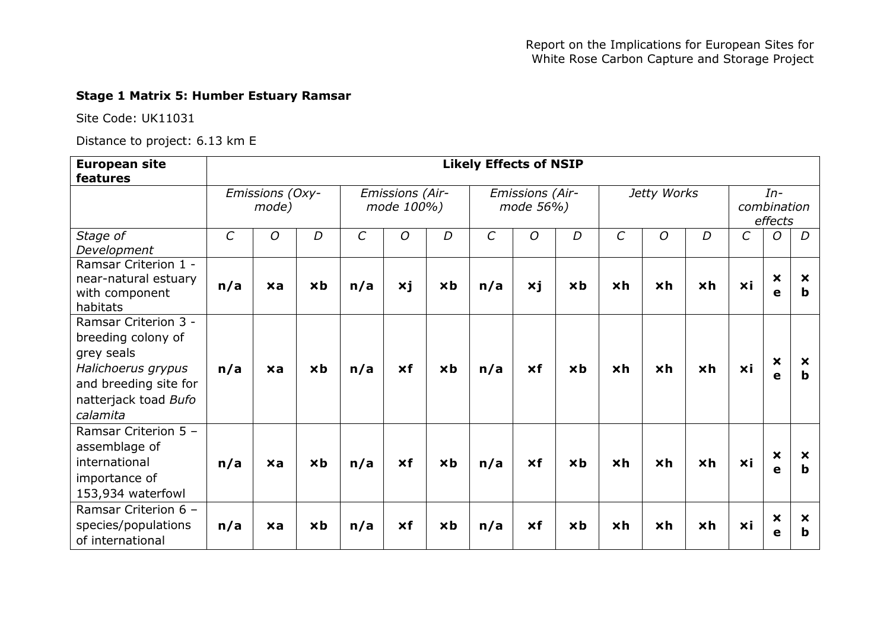**Stage 1 Matrix 5: Humber Estuary Ramsar**

Site Code: UK11031

Distance to project: 6.13 km E

| **European site features** | **Likely Effects of NSIP** | | | | | | | | | | | | | | |
|---|---|---|---|---|---|---|---|---|---|---|---|---|---|---|---|
| | *Emissions (Oxy-mode)* | | | *Emissions (Air-mode 100%)* | | | *Emissions (Air-mode 56%)* | | | *Jetty Works* | | | *In-combination effects* | | |
| *Stage of Development* | *C* | *O* | *D* | *C* | *O* | *D* | *C* | *O* | *D* | *C* | *O* | *D* | *C* | *O* | *D* |
| Ramsar Criterion 1 - near-natural estuary with component habitats | **n/a** | **×a** | **×b** | **n/a** | **×j** | **×b** | **n/a** | **×j** | **×b** | **×h** | **×h** | **×h** | **×i** | **×e** | **×b** |
| Ramsar Criterion 3 - breeding colony of grey seals *Halichoerus grypus* and breeding site for natterjack toad *Bufo calamita* | **n/a** | **×a** | **×b** | **n/a** | **×f** | **×b** | **n/a** | **×f** | **×b** | **×h** | **×h** | **×h** | **×i** | **×e** | **×b** |
| Ramsar Criterion 5 – assemblage of international importance of 153,934 waterfowl | **n/a** | **×a** | **×b** | **n/a** | **×f** | **×b** | **n/a** | **×f** | **×b** | **×h** | **×h** | **×h** | **×i** | **×e** | **×b** |
| Ramsar Criterion 6 – species/populations of international | **n/a** | **×a** | **×b** | **n/a** | **×f** | **×b** | **n/a** | **×f** | **×b** | **×h** | **×h** | **×h** | **×i** | **×e** | **×b** |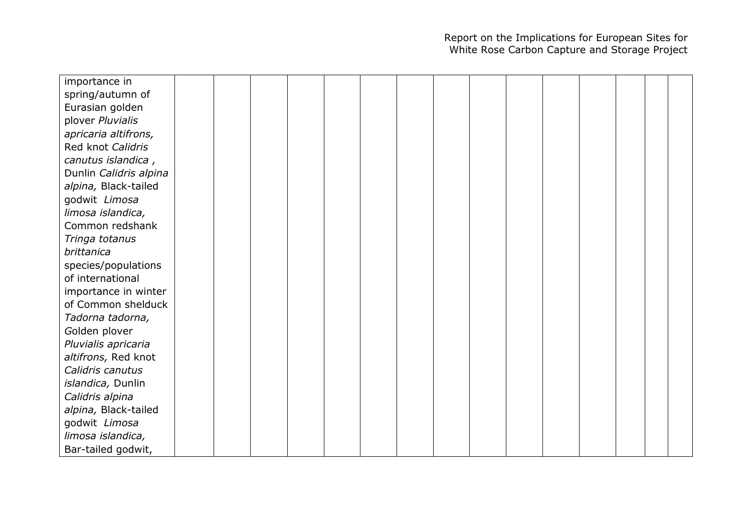| | | | | | | | | | | | | | | |
|---|---|---|---|---|---|---|---|---|---|---|---|---|---|---|
| importance in spring/autumn of Eurasian golden plover *Pluvialis apricaria altifrons,* Red knot *Calidris canutus islandica ,* Dunlin *Calidris alpina alpina,* Black-tailed godwit *Limosa limosa islandica,* Common redshank *Tringa totanus brittanica* species/populations of international importance in winter of Common shelduck *Tadorna tadorna, G*olden plover *Pluvialis apricaria altifrons,* Red knot *Calidris canutus islandica,* Dunlin *Calidris alpina alpina,* Black-tailed godwit *Limosa limosa islandica,* Bar-tailed godwit, | | | | | | | | | | | | | | |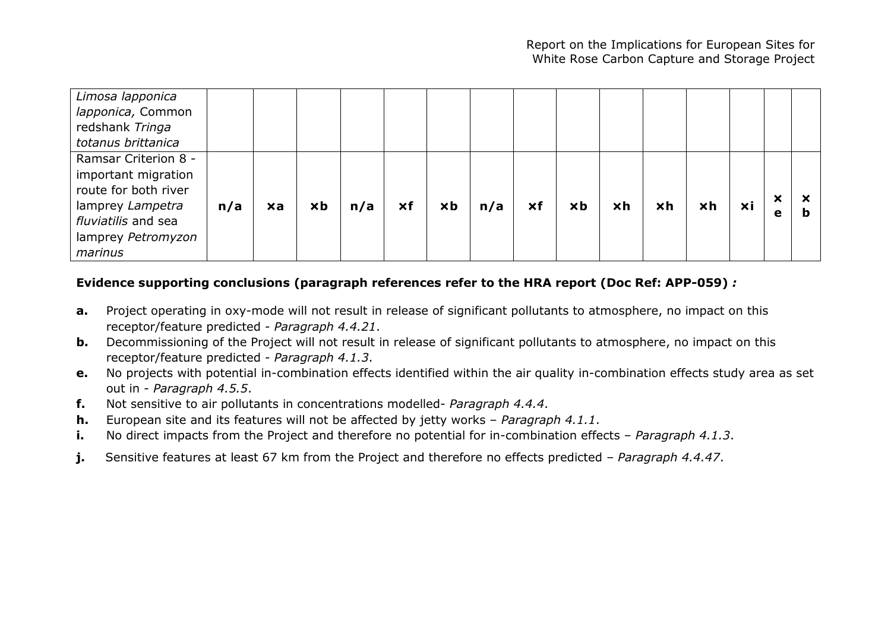| | | | | | | | | | | | | | | |
|---|---|---|---|---|---|---|---|---|---|---|---|---|---|---|
| *Limosa lapponica lapponica,* Common redshank *Tringa totanus brittanica* | | | | | | | | | | | | | | |
| Ramsar Criterion 8 - important migration route for both river lamprey *Lampetra fluviatilis* and sea lamprey *Petromyzon marinus* | n/a | ×a | ×b | n/a | ×f | ×b | n/a | ×f | ×b | ×h | ×h | ×h | ×i | × e | × b |

**Evidence supporting conclusions (paragraph references refer to the HRA report (Doc Ref: APP-059) *:***

- **a.** Project operating in oxy-mode will not result in release of significant pollutants to atmosphere, no impact on this receptor/feature predicted - *Paragraph 4.4.21*.
- **b.** Decommissioning of the Project will not result in release of significant pollutants to atmosphere, no impact on this receptor/feature predicted - *Paragraph 4.1.3*.
- **e.** No projects with potential in-combination effects identified within the air quality in-combination effects study area as set out in - *Paragraph 4.5.5*.
- **f.** Not sensitive to air pollutants in concentrations modelled- *Paragraph 4.4.4*.
- **h.** European site and its features will not be affected by jetty works – *Paragraph 4.1.1*.
- **i.** No direct impacts from the Project and therefore no potential for in-combination effects – *Paragraph 4.1.3*.
- **j.** Sensitive features at least 67 km from the Project and therefore no effects predicted – *Paragraph 4.4.47*.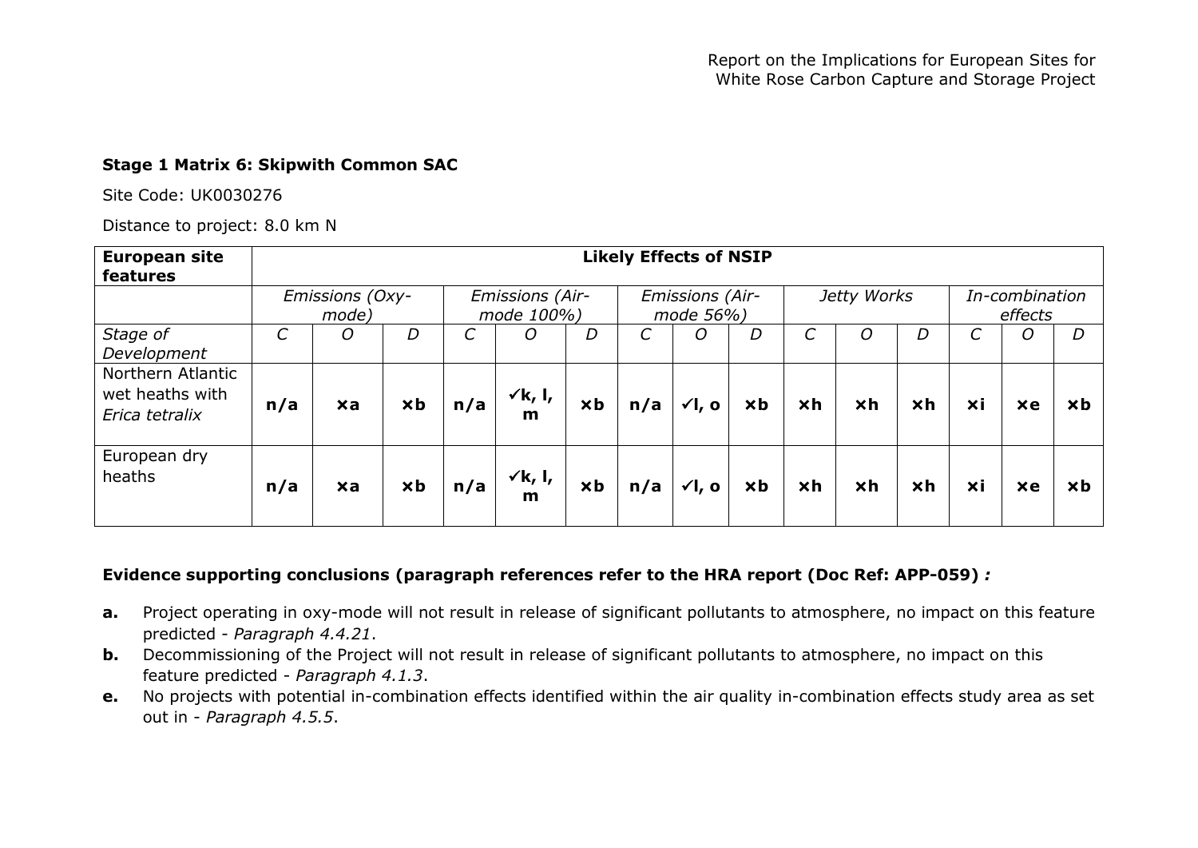**Stage 1 Matrix 6: Skipwith Common SAC**

Site Code: UK0030276

Distance to project: 8.0 km N

| European site features | Likely Effects of NSIP | | | | | | | | | | | | | | |
|---|---|---|---|---|---|---|---|---|---|---|---|---|---|---|---|
| | *Emissions (Oxy-mode)* | | | *Emissions (Air-mode 100%)* | | | *Emissions (Air-mode 56%)* | | | *Jetty Works* | | | *In-combination effects* | | |
| *Stage of Development* | *C* | *O* | *D* | *C* | *O* | *D* | *C* | *O* | *D* | *C* | *O* | *D* | *C* | *O* | *D* |
| Northern Atlantic wet heaths with *Erica tetralix* | **n/a** | **×a** | **×b** | **n/a** | **✓k, l, m** | **×b** | **n/a** | **✓l, o** | **×b** | **×h** | **×h** | **×h** | **×i** | **×e** | **×b** |
| European dry heaths | **n/a** | **×a** | **×b** | **n/a** | **✓k, l, m** | **×b** | **n/a** | **✓l, o** | **×b** | **×h** | **×h** | **×h** | **×i** | **×e** | **×b** |

**Evidence supporting conclusions (paragraph references refer to the HRA report (Doc Ref: APP-059) *:***

- **a.** Project operating in oxy-mode will not result in release of significant pollutants to atmosphere, no impact on this feature predicted - *Paragraph 4.4.21*.
- **b.** Decommissioning of the Project will not result in release of significant pollutants to atmosphere, no impact on this feature predicted - *Paragraph 4.1.3*.
- **e.** No projects with potential in-combination effects identified within the air quality in-combination effects study area as set out in - *Paragraph 4.5.5*.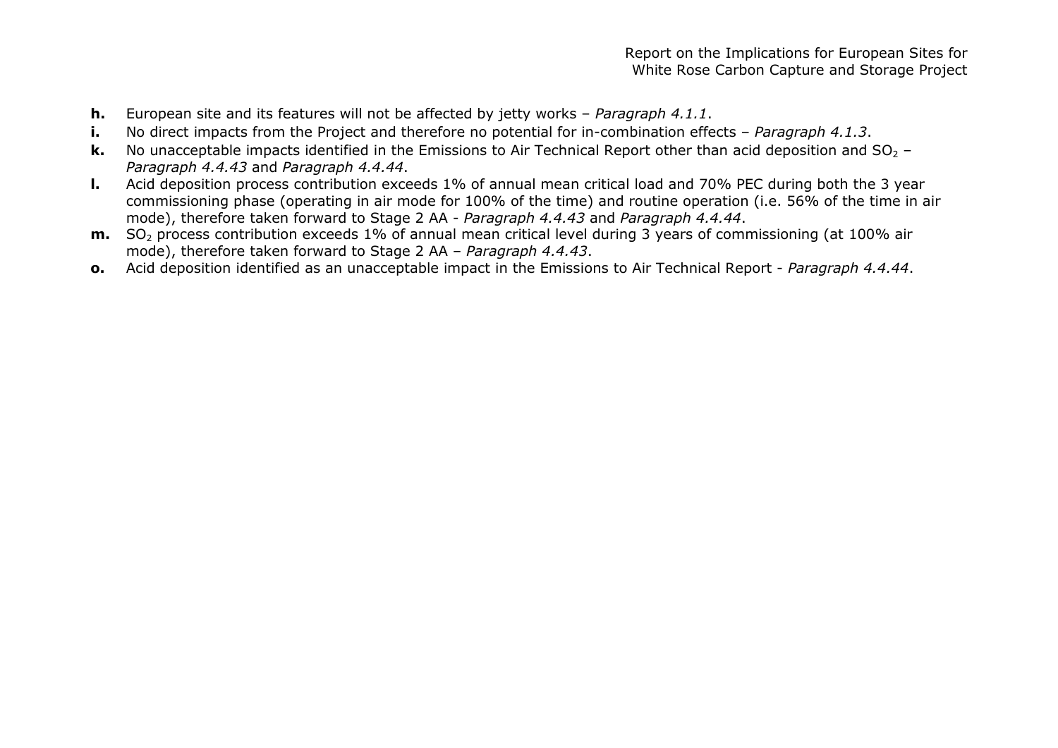**h.** European site and its features will not be affected by jetty works – *Paragraph 4.1.1*.

**i.** No direct impacts from the Project and therefore no potential for in-combination effects – *Paragraph 4.1.3*.

**k.** No unacceptable impacts identified in the Emissions to Air Technical Report other than acid deposition and $SO_2$ – *Paragraph 4.4.43* and *Paragraph 4.4.44*.

**l.** Acid deposition process contribution exceeds 1% of annual mean critical load and 70% PEC during both the 3 year commissioning phase (operating in air mode for 100% of the time) and routine operation (i.e. 56% of the time in air mode), therefore taken forward to Stage 2 AA - *Paragraph 4.4.43* and *Paragraph 4.4.44*.

**m.** $SO_2$ process contribution exceeds 1% of annual mean critical level during 3 years of commissioning (at 100% air mode), therefore taken forward to Stage 2 AA – *Paragraph 4.4.43*.

**o.** Acid deposition identified as an unacceptable impact in the Emissions to Air Technical Report - *Paragraph 4.4.44*.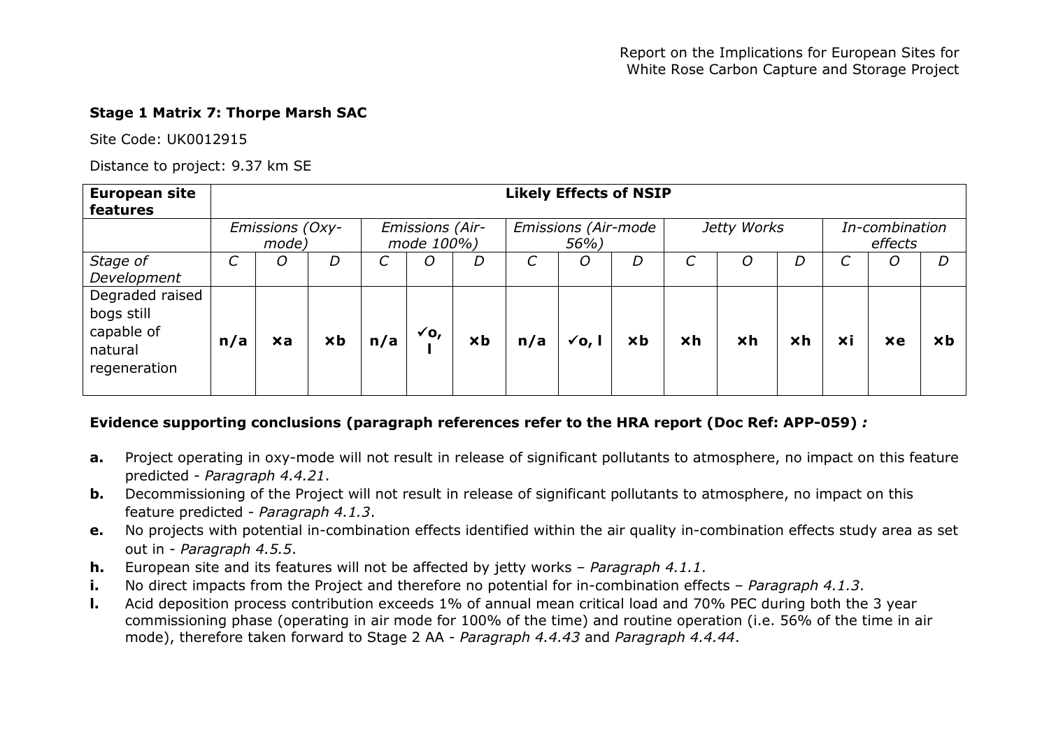**Stage 1 Matrix 7: Thorpe Marsh SAC**

Site Code: UK0012915

Distance to project: 9.37 km SE

| European site features | Likely Effects of NSIP | | | | | | | | | | | | | | |
|---|---|---|---|---|---|---|---|---|---|---|---|---|---|---|---|
| | *Emissions (Oxy-mode)* | | | *Emissions (Air-mode 100%)* | | | *Emissions (Air-mode 56%)* | | | *Jetty Works* | | | *In-combination effects* | | |
| *Stage of Development* | *C* | *O* | *D* | *C* | *O* | *D* | *C* | *O* | *D* | *C* | *O* | *D* | *C* | *O* | *D* |
| Degraded raised bogs still capable of natural regeneration | **n/a** | **×a** | **×b** | **n/a** | **✓o, l** | **×b** | **n/a** | **✓o, l** | **×b** | **×h** | **×h** | **×h** | **×i** | **×e** | **×b** |

**Evidence supporting conclusions (paragraph references refer to the HRA report (Doc Ref: APP-059)** ***:***

- **a.** Project operating in oxy-mode will not result in release of significant pollutants to atmosphere, no impact on this feature predicted - *Paragraph 4.4.21*.
- **b.** Decommissioning of the Project will not result in release of significant pollutants to atmosphere, no impact on this feature predicted - *Paragraph 4.1.3*.
- **e.** No projects with potential in-combination effects identified within the air quality in-combination effects study area as set out in - *Paragraph 4.5.5*.
- **h.** European site and its features will not be affected by jetty works – *Paragraph 4.1.1*.
- **i.** No direct impacts from the Project and therefore no potential for in-combination effects – *Paragraph 4.1.3*.
- **l.** Acid deposition process contribution exceeds 1% of annual mean critical load and 70% PEC during both the 3 year commissioning phase (operating in air mode for 100% of the time) and routine operation (i.e. 56% of the time in air mode), therefore taken forward to Stage 2 AA - *Paragraph 4.4.43* and *Paragraph 4.4.44*.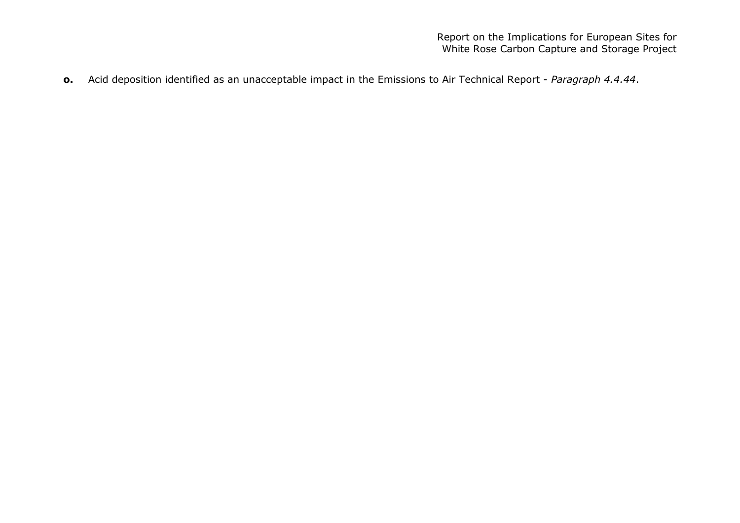**o.** Acid deposition identified as an unacceptable impact in the Emissions to Air Technical Report - *Paragraph 4.4.44*.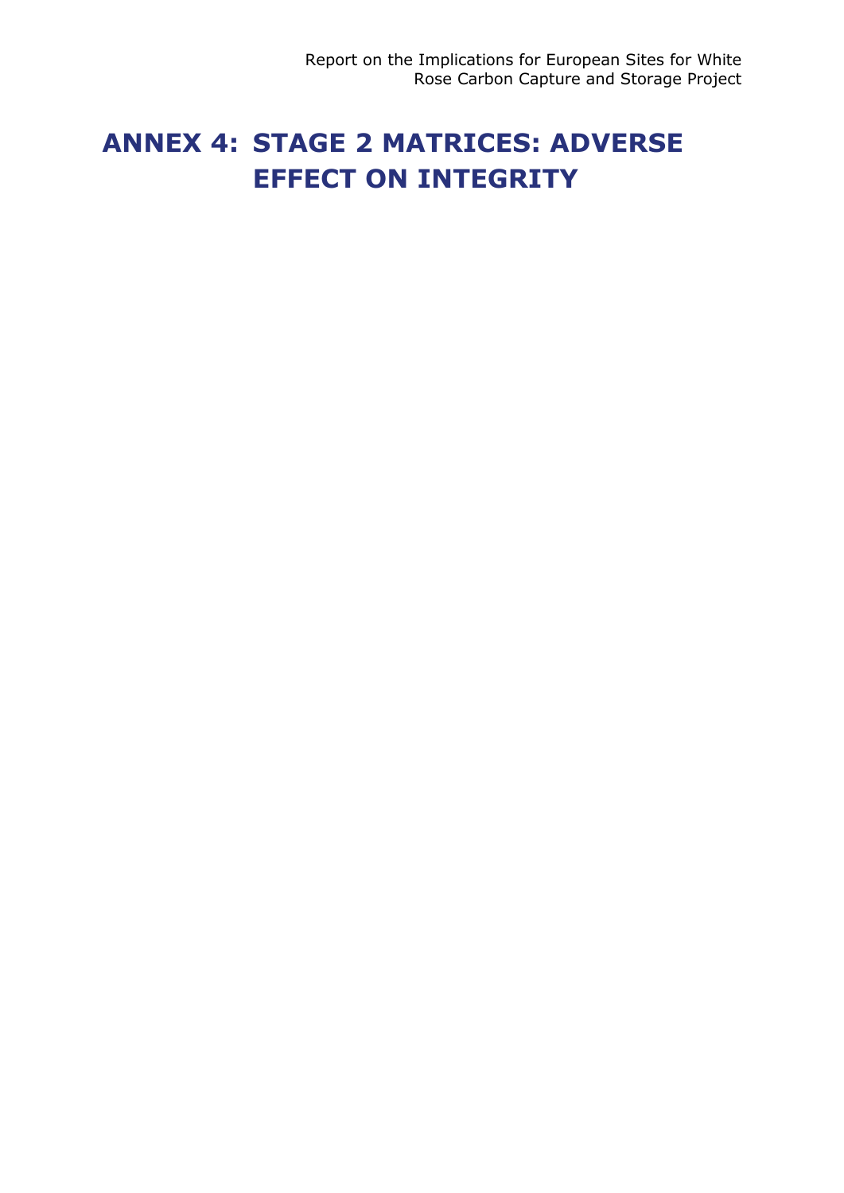# ANNEX 4: STAGE 2 MATRICES: ADVERSE EFFECT ON INTEGRITY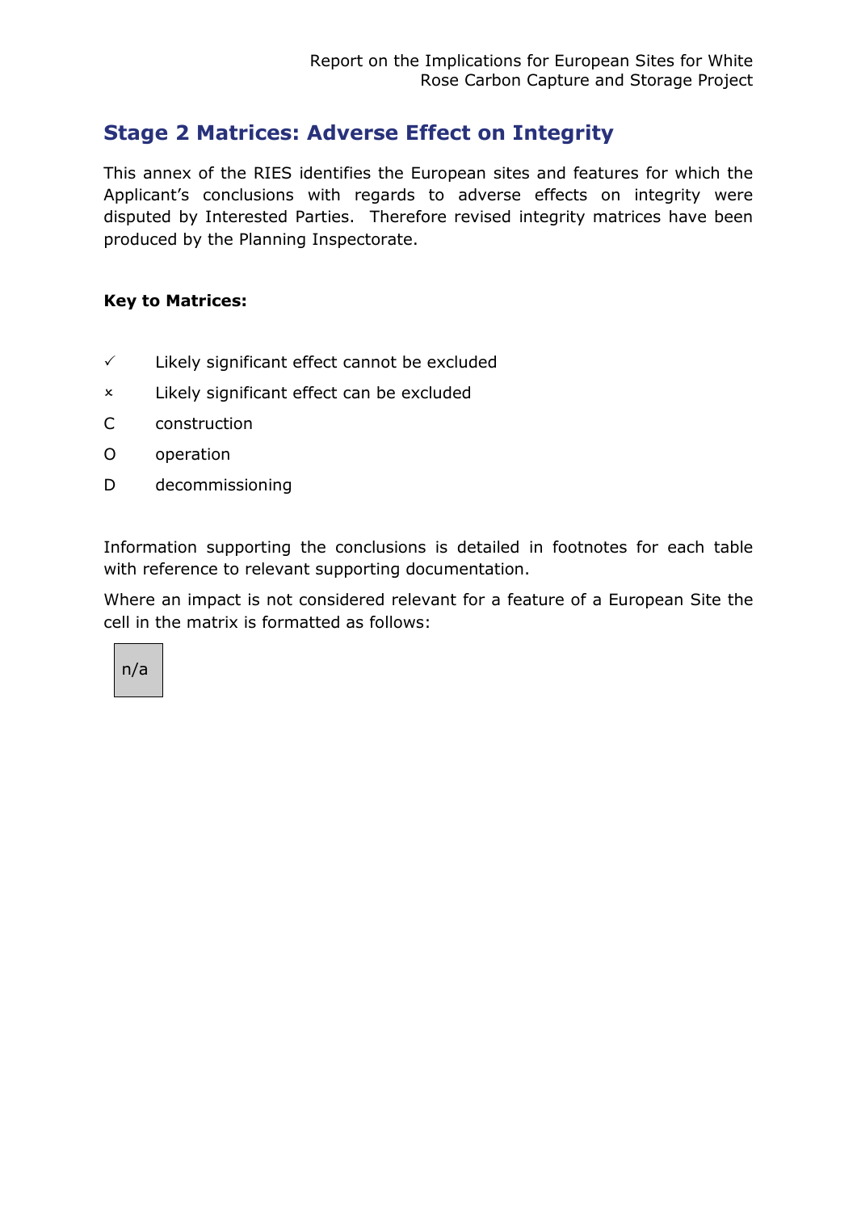## Stage 2 Matrices: Adverse Effect on Integrity

This annex of the RIES identifies the European sites and features for which the Applicant's conclusions with regards to adverse effects on integrity were disputed by Interested Parties. Therefore revised integrity matrices have been produced by the Planning Inspectorate.

**Key to Matrices:**

✓ Likely significant effect cannot be excluded

× Likely significant effect can be excluded

C construction

O operation

D decommissioning

Information supporting the conclusions is detailed in footnotes for each table with reference to relevant supporting documentation.

Where an impact is not considered relevant for a feature of a European Site the cell in the matrix is formatted as follows:

| n/a |
|---|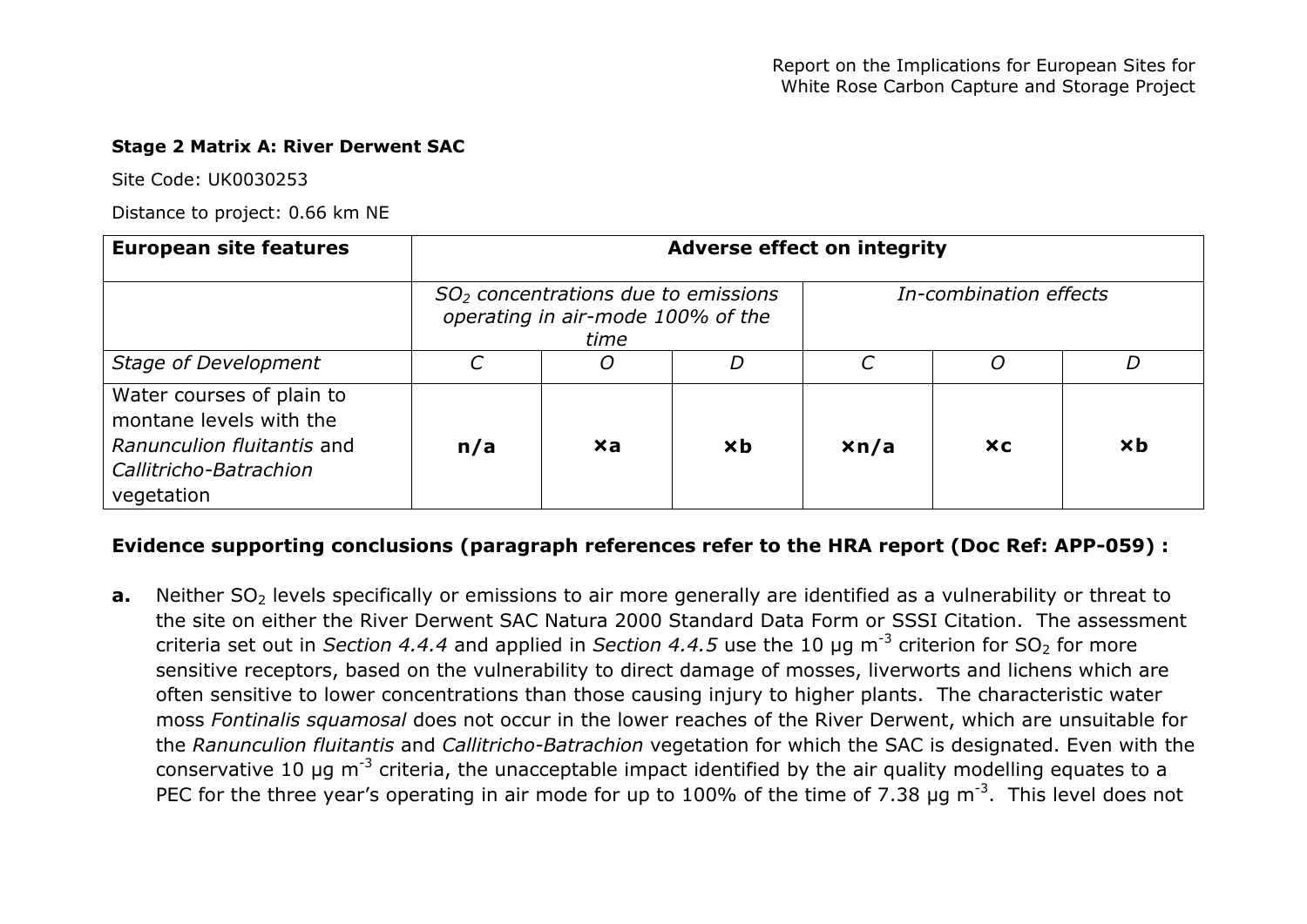**Stage 2 Matrix A: River Derwent SAC**

Site Code: UK0030253

Distance to project: 0.66 km NE

| European site features | Adverse effect on integrity | | | | | |
|---|---|---|---|---|---|---|
| | *$SO_2$ concentrations due to emissions operating in air-mode 100% of the time* | | | *In-combination effects* | | |
| *Stage of Development* | *C* | *O* | *D* | *C* | *O* | *D* |
| Water courses of plain to montane levels with the *Ranunculion fluitantis* and *Callitricho-Batrachion* vegetation | **n/a** | **×a** | **×b** | **×n/a** | **×c** | **×b** |

**Evidence supporting conclusions (paragraph references refer to the HRA report (Doc Ref: APP-059) :**

**a.** Neither $SO_2$ levels specifically or emissions to air more generally are identified as a vulnerability or threat to the site on either the River Derwent SAC Natura 2000 Standard Data Form or SSSI Citation. The assessment criteria set out in *Section 4.4.4* and applied in *Section 4.4.5* use the 10 $\mu g\ m^{-3}$ criterion for $SO_2$ for more sensitive receptors, based on the vulnerability to direct damage of mosses, liverworts and lichens which are often sensitive to lower concentrations than those causing injury to higher plants. The characteristic water moss *Fontinalis squamosal* does not occur in the lower reaches of the River Derwent, which are unsuitable for the *Ranunculion fluitantis* and *Callitricho-Batrachion* vegetation for which the SAC is designated. Even with the conservative 10 $\mu g\ m^{-3}$ criteria, the unacceptable impact identified by the air quality modelling equates to a PEC for the three year's operating in air mode for up to 100% of the time of 7.38 $\mu g\ m^{-3}$. This level does not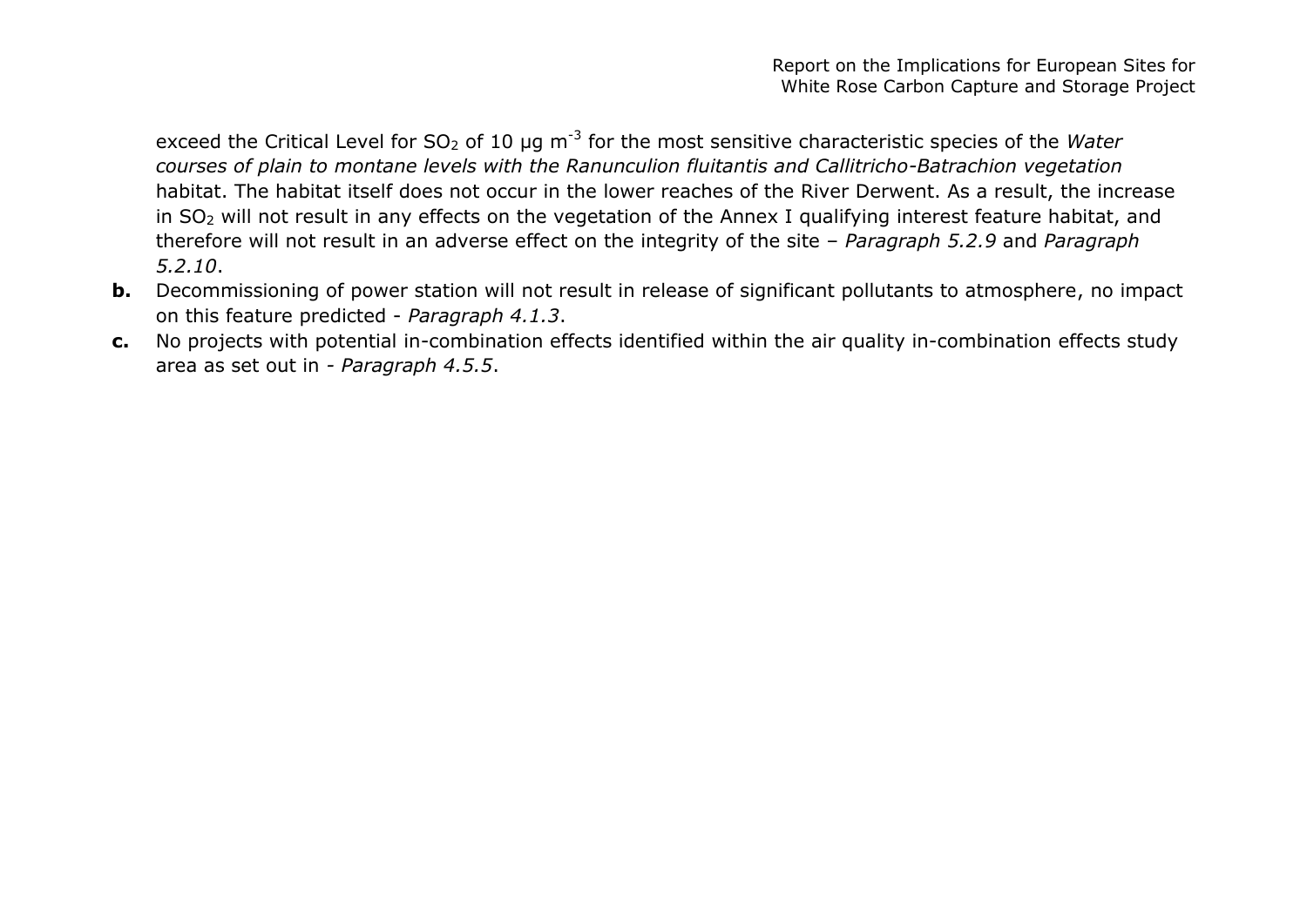exceed the Critical Level for $SO_2$ of 10 μg $m^{-3}$ for the most sensitive characteristic species of the *Water courses of plain to montane levels with the Ranunculion fluitantis and Callitricho-Batrachion vegetation* habitat. The habitat itself does not occur in the lower reaches of the River Derwent. As a result, the increase in $SO_2$ will not result in any effects on the vegetation of the Annex I qualifying interest feature habitat, and therefore will not result in an adverse effect on the integrity of the site – *Paragraph 5.2.9* and *Paragraph 5.2.10*.

**b.** Decommissioning of power station will not result in release of significant pollutants to atmosphere, no impact on this feature predicted - *Paragraph 4.1.3*.

**c.** No projects with potential in-combination effects identified within the air quality in-combination effects study area as set out in - *Paragraph 4.5.5*.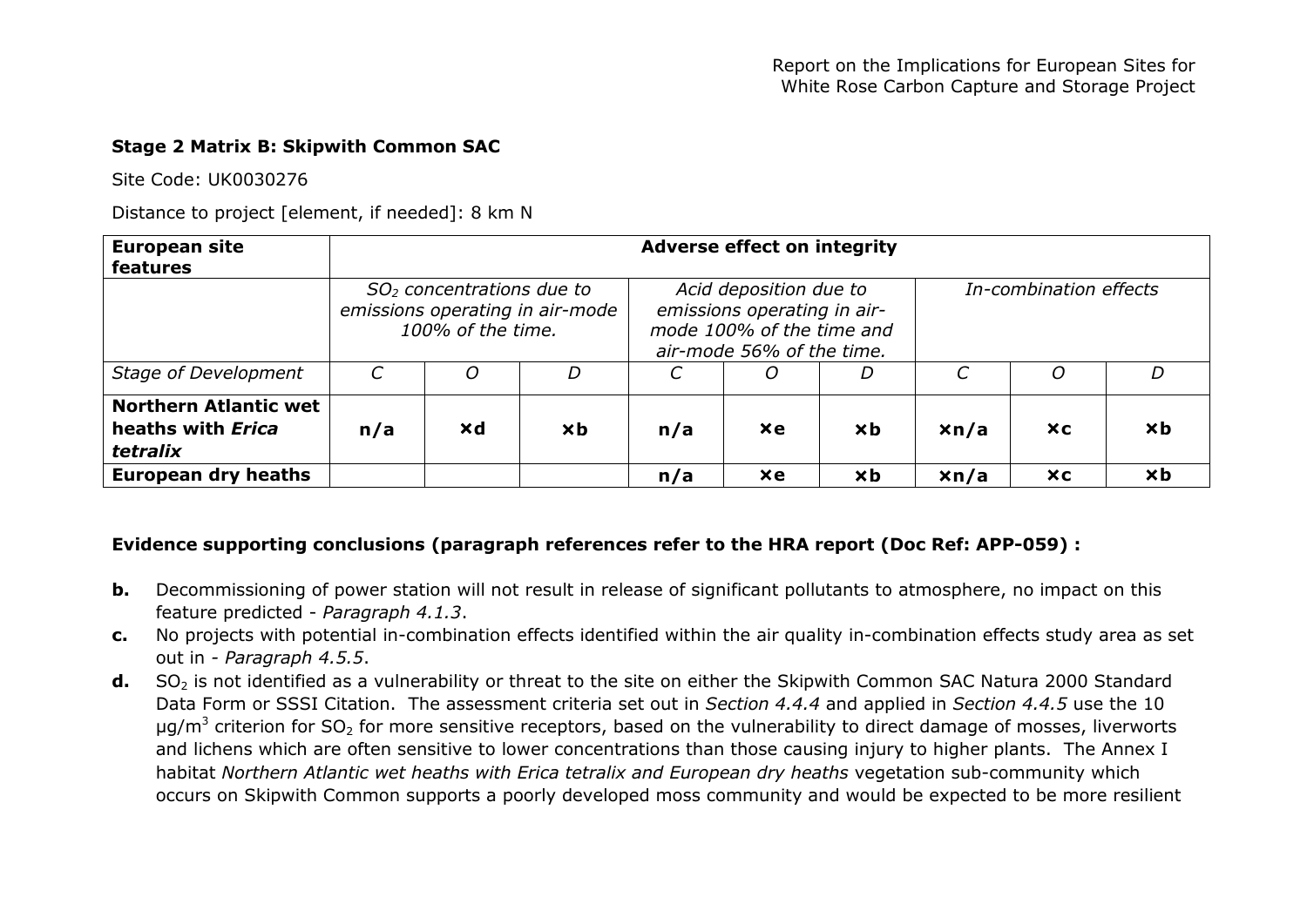**Stage 2 Matrix B: Skipwith Common SAC**

Site Code: UK0030276

Distance to project [element, if needed]: 8 km N

| European site features | Adverse effect on integrity | | | | | | | | |
|---|---|---|---|---|---|---|---|---|---|
| | *$SO_2$ concentrations due to emissions operating in air-mode 100% of the time.* | | | *Acid deposition due to emissions operating in air-mode 100% of the time and air-mode 56% of the time.* | | | *In-combination effects* | | |
| *Stage of Development* | *C* | *O* | *D* | *C* | *O* | *D* | *C* | *O* | *D* |
| **Northern Atlantic wet heaths with *Erica tetralix*** | **n/a** | **×d** | **×b** | **n/a** | **×e** | **×b** | **×n/a** | **×c** | **×b** |
| **European dry heaths** | | | | **n/a** | **×e** | **×b** | **×n/a** | **×c** | **×b** |

**Evidence supporting conclusions (paragraph references refer to the HRA report (Doc Ref: APP-059) :**

- **b.** Decommissioning of power station will not result in release of significant pollutants to atmosphere, no impact on this feature predicted - *Paragraph 4.1.3*.
- **c.** No projects with potential in-combination effects identified within the air quality in-combination effects study area as set out in - *Paragraph 4.5.5*.
- **d.** $SO_2$ is not identified as a vulnerability or threat to the site on either the Skipwith Common SAC Natura 2000 Standard Data Form or SSSI Citation. The assessment criteria set out in *Section 4.4.4* and applied in *Section 4.4.5* use the 10 $\mu g/m^3$ criterion for $SO_2$ for more sensitive receptors, based on the vulnerability to direct damage of mosses, liverworts and lichens which are often sensitive to lower concentrations than those causing injury to higher plants. The Annex I habitat *Northern Atlantic wet heaths with Erica tetralix and European dry heaths* vegetation sub-community which occurs on Skipwith Common supports a poorly developed moss community and would be expected to be more resilient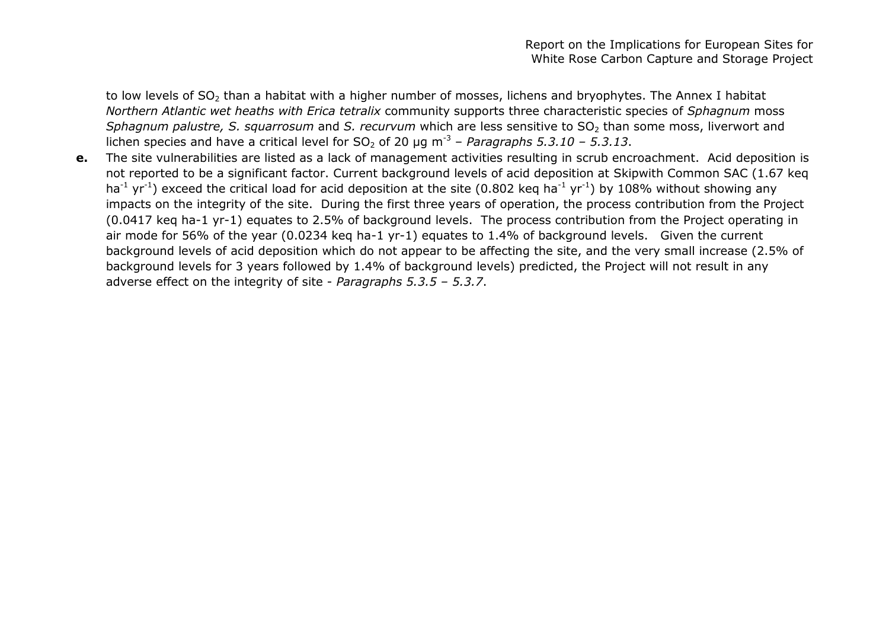to low levels of $SO_2$ than a habitat with a higher number of mosses, lichens and bryophytes. The Annex I habitat *Northern Atlantic wet heaths with Erica tetralix* community supports three characteristic species of *Sphagnum* moss *Sphagnum palustre, S. squarrosum* and *S. recurvum* which are less sensitive to $SO_2$ than some moss, liverwort and lichen species and have a critical level for $SO_2$ of 20 µg $m^{-3}$ – *Paragraphs 5.3.10 – 5.3.13*.

**e.** The site vulnerabilities are listed as a lack of management activities resulting in scrub encroachment. Acid deposition is not reported to be a significant factor. Current background levels of acid deposition at Skipwith Common SAC (1.67 keq $ha^{-1}$ $yr^{-1}$) exceed the critical load for acid deposition at the site (0.802 keq $ha^{-1}$ $yr^{-1}$) by 108% without showing any impacts on the integrity of the site. During the first three years of operation, the process contribution from the Project (0.0417 keq ha-1 yr-1) equates to 2.5% of background levels. The process contribution from the Project operating in air mode for 56% of the year (0.0234 keq ha-1 yr-1) equates to 1.4% of background levels. Given the current background levels of acid deposition which do not appear to be affecting the site, and the very small increase (2.5% of background levels for 3 years followed by 1.4% of background levels) predicted, the Project will not result in any adverse effect on the integrity of site - *Paragraphs 5.3.5 – 5.3.7*.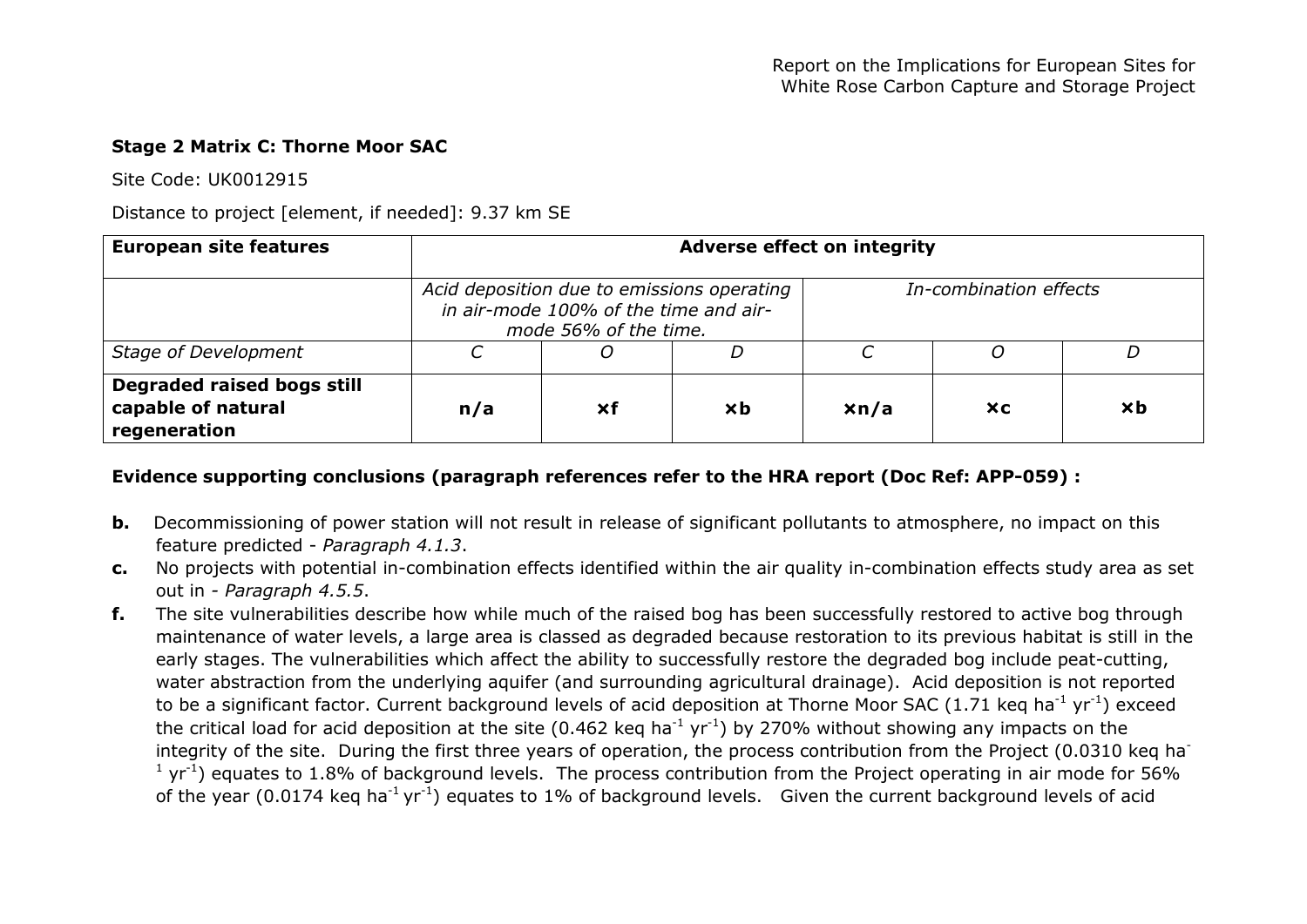**Stage 2 Matrix C: Thorne Moor SAC**

Site Code: UK0012915

Distance to project [element, if needed]: 9.37 km SE

| European site features | Adverse effect on integrity | | | | | |
|---|---|---|---|---|---|---|
| | *Acid deposition due to emissions operating in air-mode 100% of the time and air-mode 56% of the time.* | | | *In-combination effects* | | |
| *Stage of Development* | *C* | *O* | *D* | *C* | *O* | *D* |
| **Degraded raised bogs still capable of natural regeneration** | **n/a** | **×f** | **×b** | **×n/a** | **×c** | **×b** |

**Evidence supporting conclusions (paragraph references refer to the HRA report (Doc Ref: APP-059) :**

- **b.** Decommissioning of power station will not result in release of significant pollutants to atmosphere, no impact on this feature predicted - *Paragraph 4.1.3*.
- **c.** No projects with potential in-combination effects identified within the air quality in-combination effects study area as set out in - *Paragraph 4.5.5*.
- **f.** The site vulnerabilities describe how while much of the raised bog has been successfully restored to active bog through maintenance of water levels, a large area is classed as degraded because restoration to its previous habitat is still in the early stages. The vulnerabilities which affect the ability to successfully restore the degraded bog include peat-cutting, water abstraction from the underlying aquifer (and surrounding agricultural drainage). Acid deposition is not reported to be a significant factor. Current background levels of acid deposition at Thorne Moor SAC (1.71 keq $ha^{-1}$ $yr^{-1}$) exceed the critical load for acid deposition at the site (0.462 keq $ha^{-1}$ $yr^{-1}$) by 270% without showing any impacts on the integrity of the site. During the first three years of operation, the process contribution from the Project (0.0310 keq $ha^{-1}$ $yr^{-1}$) equates to 1.8% of background levels. The process contribution from the Project operating in air mode for 56% of the year (0.0174 keq $ha^{-1}$ $yr^{-1}$) equates to 1% of background levels. Given the current background levels of acid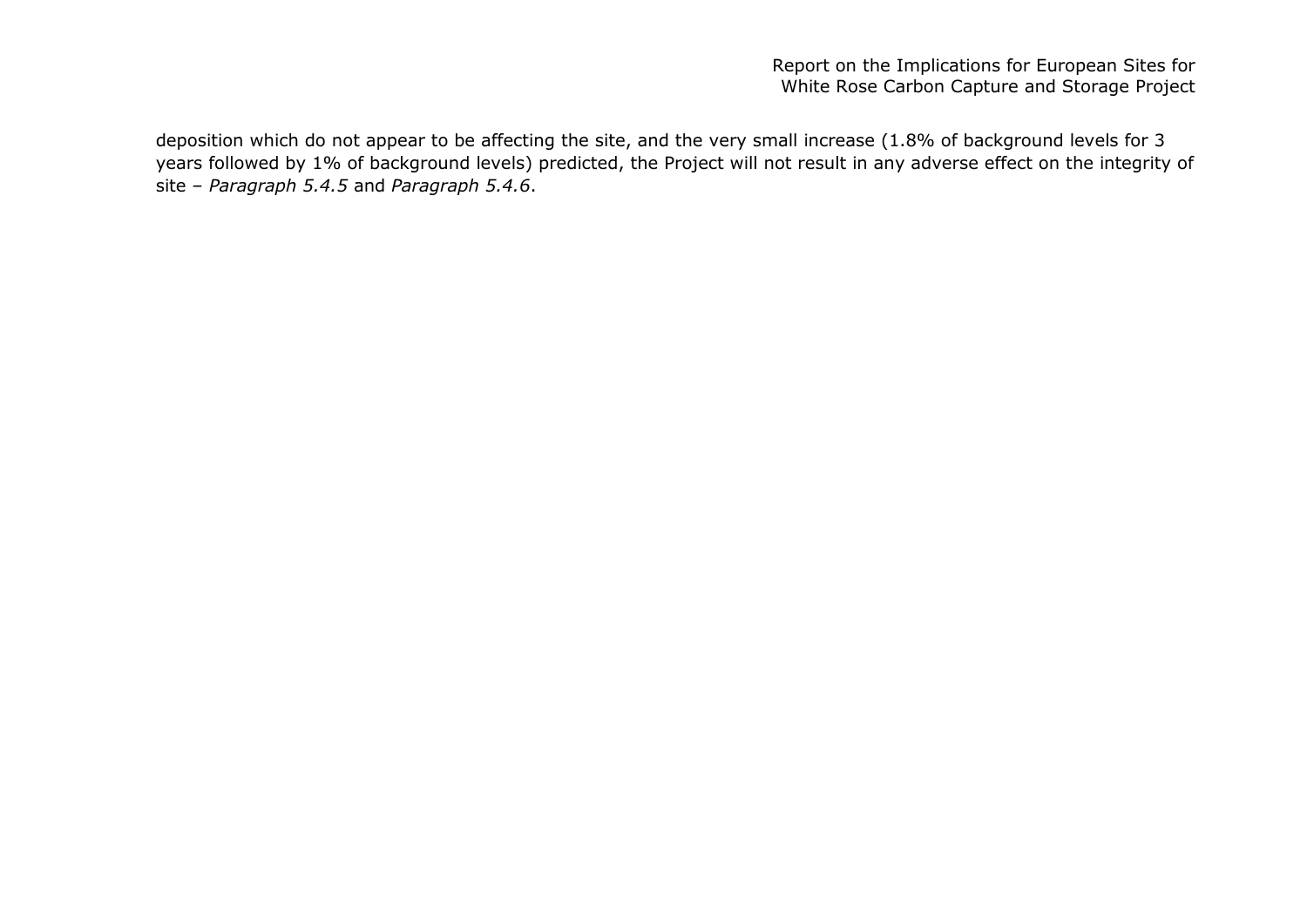deposition which do not appear to be affecting the site, and the very small increase (1.8% of background levels for 3 years followed by 1% of background levels) predicted, the Project will not result in any adverse effect on the integrity of site – *Paragraph 5.4.5* and *Paragraph 5.4.6*.